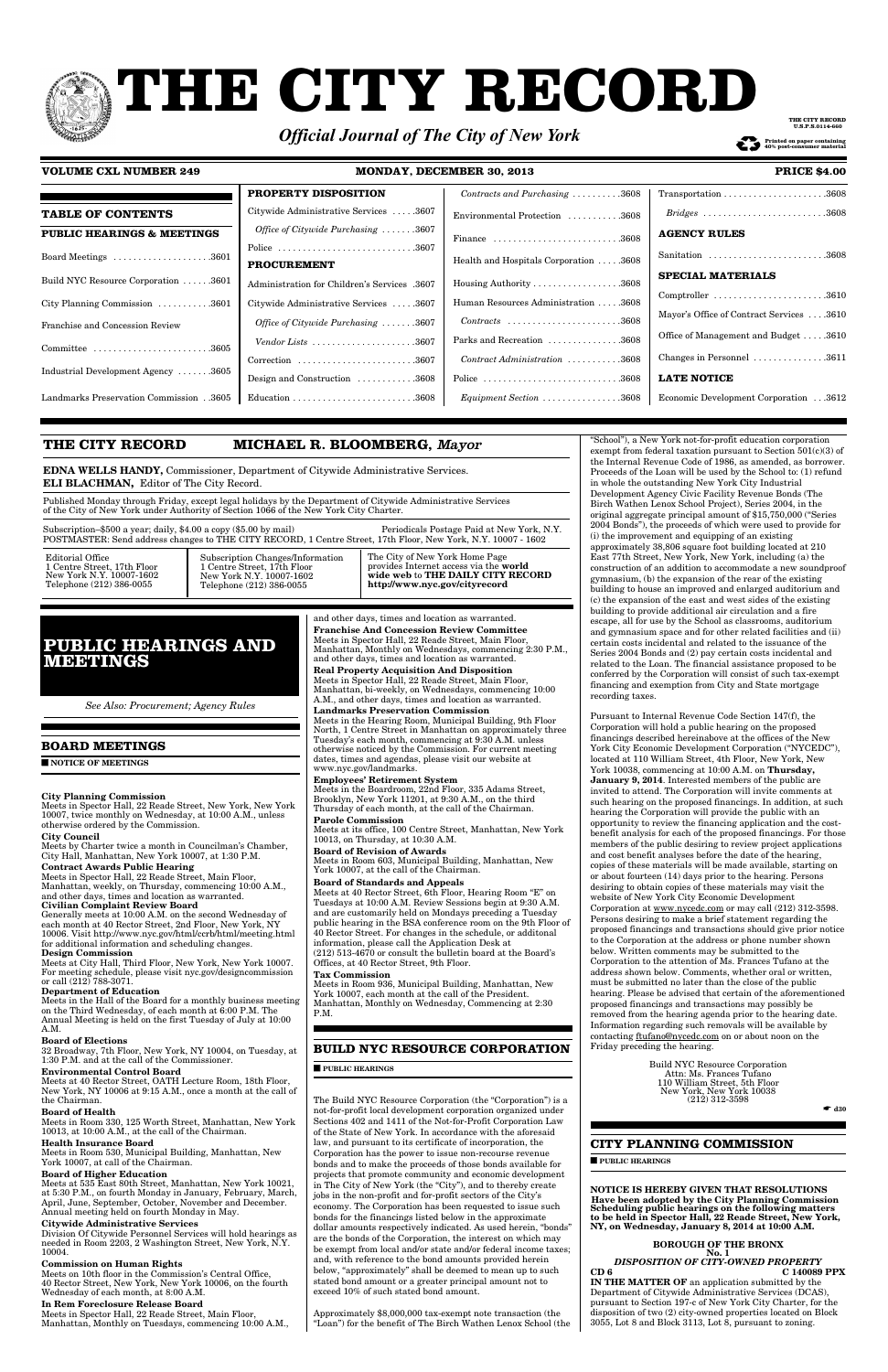# THE CITY RECORD

*Official Journal of The City of New York*

THE CITY RECORD U.S.P.S.0114-660

Printed on paper containing 40% post-consumer material

**VOLUME CXL NUMBER 249** | **MONDAY, DECEMBER 30, 2013** | **PRICE $4.00**

## TABLE OF CONTENTS

**PUBLIC HEARINGS & MEETINGS**

Board Meetings . . . . . . . . . . . . . . . . . . .3601

Build NYC Resource Corporation . . . . . .3601

City Planning Commission . . . . . . . . . . .3601

Franchise and Concession Review Committee . . . . . . . . . . . . . . . . . . . . . . . .3605

Industrial Development Agency . . . . . . .3605

Landmarks Preservation Commission . .3605

**PROPERTY DISPOSITION**

Citywide Administrative Services . . . . .3607

*Office of Citywide Purchasing* . . . . . . .3607

Police . . . . . . . . . . . . . . . . . . . . . . . . . . .3607

**PROCUREMENT**

Administration for Children's Services .3607

Citywide Administrative Services . . . . .3607

*Office of Citywide Purchasing* . . . . . . .3607

*Vendor Lists* . . . . . . . . . . . . . . . . . . . . .3607

Correction . . . . . . . . . . . . . . . . . . . . . . .3607

Design and Construction . . . . . . . . . . .3608

Education . . . . . . . . . . . . . . . . . . . . . . . .3608

*Contracts and Purchasing* . . . . . . . . . .3608

Environmental Protection . . . . . . . . . . .3608

Finance . . . . . . . . . . . . . . . . . . . . . . . . .3608

Health and Hospitals Corporation . . . . .3608

Housing Authority . . . . . . . . . . . . . . . . .3608

Human Resources Administration . . . .3608

*Contracts* . . . . . . . . . . . . . . . . . . . . . .3608

Parks and Recreation . . . . . . . . . . . . . .3608

*Contract Administration* . . . . . . . . . . .3608

Police . . . . . . . . . . . . . . . . . . . . . . . . . . .3608

*Equipment Section* . . . . . . . . . . . . . . .3608

Transportation . . . . . . . . . . . . . . . . . . . .3608

*Bridges* . . . . . . . . . . . . . . . . . . . . . . . .3608

**AGENCY RULES**

Sanitation . . . . . . . . . . . . . . . . . . . . . . .3608

**SPECIAL MATERIALS**

Comptroller . . . . . . . . . . . . . . . . . . . . . .3610

Mayor's Office of Contract Services . . . .3610

Office of Management and Budget . . . . .3610

Changes in Personnel . . . . . . . . . . . . . .3611

**LATE NOTICE**

Economic Development Corporation . . .3612

**THE CITY RECORD** **MICHAEL R. BLOOMBERG,** *Mayor*

**EDNA WELLS HANDY,** Commissioner, Department of Citywide Administrative Services.
**ELI BLACHMAN,** Editor of The City Record.

Published Monday through Friday, except legal holidays by the Department of Citywide Administrative Services of the City of New York under Authority of Section 1066 of the New York City Charter.

Subscription–$500 a year; daily, $4.00 a copy ($5.00 by mail) Periodicals Postage Paid at New York, N.Y.
POSTMASTER: Send address changes to THE CITY RECORD, 1 Centre Street, 17th Floor, New York, N.Y. 10007 - 1602

Editorial Office
1 Centre Street, 17th Floor
New York N.Y. 10007-1602
Telephone (212) 386-0055

Subscription Changes/Information
1 Centre Street, 17th Floor
New York N.Y. 10007-1602
Telephone (212) 386-0055

The City of New York Home Page provides Internet access via the **world wide web** to **THE DAILY CITY RECORD http://www.nyc.gov/cityrecord**

# PUBLIC HEARINGS AND MEETINGS

*See Also: Procurement; Agency Rules*

## BOARD MEETINGS

■ **NOTICE OF MEETINGS**

**City Planning Commission**
Meets in Spector Hall, 22 Reade Street, New York, New York 10007, twice monthly on Wednesday, at 10:00 A.M., unless otherwise ordered by the Commission.

**City Council**
Meets by Charter twice a month in Councilman's Chamber, City Hall, Manhattan, New York 10007, at 1:30 P.M.

**Contract Awards Public Hearing**
Meets in Spector Hall, 22 Reade Street, Main Floor, Manhattan, weekly, on Thursday, commencing 10:00 A.M., and other days, times and location as warranted.

**Civilian Complaint Review Board**
Generally meets at 10:00 A.M. on the second Wednesday of each month at 40 Rector Street, 2nd Floor, New York, NY 10006. Visit http://www.nyc.gov/html/ccrb/html/meeting.html for additional information and scheduling changes.

**Design Commission**
Meets at City Hall, Third Floor, New York, New York 10007. For meeting schedule, please visit nyc.gov/designcommission or call (212) 788-3071.

**Department of Education**
Meets in the Hall of the Board for a monthly business meeting on the Third Wednesday, of each month at 6:00 P.M. The Annual Meeting is held on the first Tuesday of July at 10:00 A.M.

**Board of Elections**
32 Broadway, 7th Floor, New York, NY 10004, on Tuesday, at 1:30 P.M. and at the call of the Commissioner.

**Environmental Control Board**
Meets at 40 Rector Street, OATH Lecture Room, 18th Floor, New York, NY 10006 at 9:15 A.M., once a month at the call of the Chairman.

**Board of Health**
Meets in Room 330, 125 Worth Street, Manhattan, New York 10013, at 10:00 A.M., at the call of the Chairman.

**Health Insurance Board**
Meets in Room 530, Municipal Building, Manhattan, New York 10007, at call of the Chairman.

**Board of Higher Education**
Meets at 535 East 80th Street, Manhattan, New York 10021, at 5:30 P.M., on fourth Monday in January, February, March, April, June, September, October, November and December. Annual meeting held on fourth Monday in May.

**Citywide Administrative Services**
Division Of Citywide Personnel Services will hold hearings as needed in Room 2203, 2 Washington Street, New York, N.Y. 10004.

**Commission on Human Rights**
Meets on 10th floor in the Commission's Central Office, 40 Rector Street, New York, New York 10006, on the fourth Wednesday of each month, at 8:00 A.M.

**In Rem Foreclosure Release Board**
Meets in Spector Hall, 22 Reade Street, Main Floor, Manhattan, Monthly on Tuesdays, commencing 10:00 A.M., and other days, times and location as warranted.

**Franchise And Concession Review Committee**
Meets in Spector Hall, 22 Reade Street, Main Floor, Manhattan, Monthly on Wednesdays, commencing 2:30 P.M., and other days, times and location as warranted.

**Real Property Acquisition And Disposition**
Meets in Spector Hall, 22 Reade Street, Main Floor, Manhattan, bi-weekly, on Wednesdays, commencing 10:00 A.M., and other days, times and location as warranted.

**Landmarks Preservation Commission**
Meets in the Hearing Room, Municipal Building, 9th Floor North, 1 Centre Street in Manhattan on approximately three Tuesday's each month, commencing at 9:30 A.M. unless otherwise noticed by the Commission. For current meeting dates, times and agendas, please visit our website at www.nyc.gov/landmarks.

**Employees' Retirement System**
Meets in the Boardroom, 22nd Floor, 335 Adams Street, Brooklyn, New York 11201, at 9:30 A.M., on the third Thursday of each month, at the call of the Chairman.

**Parole Commission**
Meets at its office, 100 Centre Street, Manhattan, New York 10013, on Thursday, at 10:30 A.M.

**Board of Revision of Awards**
Meets in Room 603, Municipal Building, Manhattan, New York 10007, at the call of the Chairman.

**Board of Standards and Appeals**
Meets at 40 Rector Street, 6th Floor, Hearing Room "E" on Tuesdays at 10:00 A.M. Review Sessions begin at 9:30 A.M. and are customarily held on Mondays preceding a Tuesday public hearing in the BSA conference room on the 9th Floor of 40 Rector Street. For changes in the schedule, or additonal information, please call the Application Desk at (212) 513-4670 or consult the bulletin board at the Board's Offices, at 40 Rector Street, 9th Floor.

**Tax Commission**
Meets in Room 936, Municipal Building, Manhattan, New York 10007, each month at the call of the President. Manhattan, Monthly on Wednesday, Commencing at 2:30 P.M.

## BUILD NYC RESOURCE CORPORATION

■ **PUBLIC HEARINGS**

The Build NYC Resource Corporation (the "Corporation") is a not-for-profit local development corporation organized under Sections 402 and 1411 of the Not-for-Profit Corporation Law of the State of New York. In accordance with the aforesaid law, and pursuant to its certificate of incorporation, the Corporation has the power to issue non-recourse revenue bonds and to make the proceeds of those bonds available for projects that promote community and economic development in The City of New York (the "City"), and to thereby create jobs in the non-profit and for-profit sectors of the City's economy. The Corporation has been requested to issue such bonds for the financings listed below in the approximate dollar amounts respectively indicated. As used herein, "bonds" are the bonds of the Corporation, the interest on which may be exempt from local and/or state and/or federal income taxes; and, with reference to the bond amounts provided herein below, "approximately" shall be deemed to mean up to such stated bond amount or a greater principal amount not to exceed 10% of such stated bond amount.

Approximately $8,000,000 tax-exempt note transaction (the "Loan") for the benefit of The Birch Wathen Lenox School (the "School"), a New York not-for-profit education corporation exempt from federal taxation pursuant to Section 501(c)(3) of the Internal Revenue Code of 1986, as amended, as borrower. Proceeds of the Loan will be used by the School to: (1) refund in whole the outstanding New York City Industrial Development Agency Civic Facility Revenue Bonds (The Birch Wathen Lenox School Project), Series 2004, in the original aggregate principal amount of $15,750,000 ("Series 2004 Bonds"), the proceeds of which were used to provide for (i) the improvement and equipping of an existing approximately 38,806 square foot building located at 210 East 77th Street, New York, New York, including (a) the construction of an addition to accommodate a new soundproof gymnasium, (b) the expansion of the rear of the existing building to house an improved and enlarged auditorium and (c) the expansion of the east and west sides of the existing building to provide additional air circulation and a fire escape, all for use by the School as classrooms, auditorium and gymnasium space and for other related facilities and (ii) certain costs incidental and related to the issuance of the Series 2004 Bonds and (2) pay certain costs incidental and related to the Loan. The financial assistance proposed to be conferred by the Corporation will consist of such tax-exempt financing and exemption from City and State mortgage recording taxes.

Pursuant to Internal Revenue Code Section 147(f), the Corporation will hold a public hearing on the proposed financings described hereinabove at the offices of the New York City Economic Development Corporation ("NYCEDC"), located at 110 William Street, 4th Floor, New York, New York 10038, commencing at 10:00 A.M. on **Thursday, January 9, 2014**. Interested members of the public are invited to attend. The Corporation will invite comments at such hearing on the proposed financings. In addition, at such hearing the Corporation will provide the public with an opportunity to review the financing application and the cost-benefit analysis for each of the proposed financings. For those members of the public desiring to review project applications and cost benefit analyses before the date of the hearing, copies of these materials will be made available, starting on or about fourteen (14) days prior to the hearing. Persons desiring to obtain copies of these materials may visit the website of New York City Economic Development Corporation at www.nycedc.com or may call (212) 312-3598. Persons desiring to make a brief statement regarding the proposed financings and transactions should give prior notice to the Corporation at the address or phone number shown below. Written comments may be submitted to the Corporation to the attention of Ms. Frances Tufano at the address shown below. Comments, whether oral or written, must be submitted no later than the close of the public hearing. Please be advised that certain of the aforementioned proposed financings and transactions may possibly be removed from the hearing agenda prior to the hearing date. Information regarding such removals will be available by contacting ftufano@nycedc.com on or about noon on the Friday preceding the hearing.

Build NYC Resource Corporation
Attn: Ms. Frances Tufano
110 William Street, 5th Floor
New York, New York 10038
(212) 312-3598

☛ **d30**

## CITY PLANNING COMMISSION

■ **PUBLIC HEARINGS**

**NOTICE IS HEREBY GIVEN THAT RESOLUTIONS Have been adopted by the City Planning Commission Scheduling public hearings on the following matters to be held in Spector Hall, 22 Reade Street, New York, NY, on Wednesday, January 8, 2014 at 10:00 A.M.**

**BOROUGH OF THE BRONX**
**No. 1**
***DISPOSITION OF CITY-OWNED PROPERTY***
**CD 6** **C 140089 PPX**

**IN THE MATTER OF** an application submitted by the Department of Citywide Administrative Services (DCAS), pursuant to Section 197-c of New York City Charter, for the disposition of two (2) city-owned properties located on Block 3055, Lot 8 and Block 3113, Lot 8, pursuant to zoning.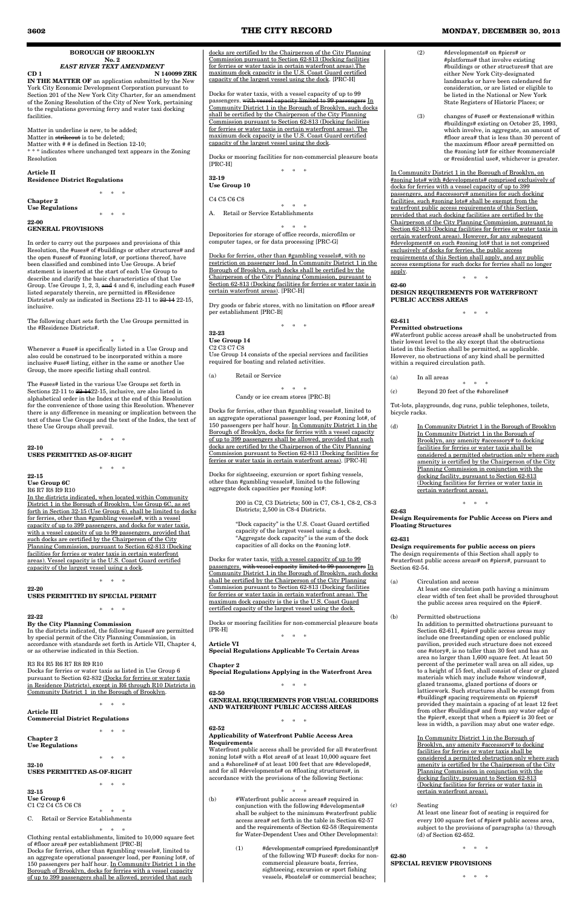## BOROUGH OF BROOKLYN
## No. 2
### *EAST RIVER TEXT AMENDMENT*

**CD 1** **N 140099 ZRK**

**IN THE MATTER OF** an application submitted by the New York City Economic Development Corporation pursuant to Section 201 of the New York City Charter, for an amendment of the Zoning Resolution of the City of New York, pertaining to the regulations governing ferry and water taxi docking facilities.

Matter in underline is new, to be added;
Matter in ~~strikeout~~ is to be deleted;
Matter with # # is defined in Section 12-10;
\* \* \* indicates where unchanged text appears in the Zoning Resolution

**Article II**
**Residence District Regulations**

\* \* \*

**Chapter 2**
**Use Regulations**

\* \* \*

**22-00**
**GENERAL PROVISIONS**

In order to carry out the purposes and provisions of this Resolution, the #uses# of #buildings or other structures# and the open #uses# of #zoning lots#, or portions thereof, have been classified and combined into Use Groups. A brief statement is inserted at the start of each Use Group to describe and clarify the basic characteristics of that Use Group. Use Groups 1, 2, 3, ~~and~~ 4 and 6, including each #use# listed separately therein, are permitted in #Residence Districts# only as indicated in Sections 22-11 to ~~22-14~~ 22-15, inclusive.

The following chart sets forth the Use Groups permitted in the #Residence Districts#.

\* \* \*

Whenever a #use# is specifically listed in a Use Group and also could be construed to be incorporated within a more inclusive #use# listing, either in the same or another Use Group, the more specific listing shall control.

The #uses# listed in the various Use Groups set forth in Sections 22-11 to ~~22-14~~22-15, inclusive, are also listed in alphabetical order in the Index at the end of this Resolution for the convenience of those using this Resolution. Whenever there is any difference in meaning or implication between the text of these Use Groups and the text of the Index, the text of these Use Groups shall prevail.

\* \* \*

**22-10**
**USES PERMITTED AS-OF-RIGHT**

\* \* \*

**22-15**
**Use Group 6C**
R6 R7 R8 R9 R10

In the districts indicated, when located within Community District 1 in the Borough of Brooklyn, Use Group 6C, as set forth in Section 32-15 (Use Group 6), shall be limited to docks for ferries, other than #gambling vessels#, with a vessel capacity of up to 399 passengers, and docks for water taxis, with a vessel capacity of up to 99 passengers, provided that such docks are certified by the Chairperson of the City Planning Commission, pursuant to Section 62-813 (Docking facilities for ferries or water taxis in certain waterfront areas). Vessel capacity is the U.S. Coast Guard certified capacity of the largest vessel using a dock.

\* \* \*

**22-20**
**USES PERMITTED BY SPECIAL PERMIT**

\* \* \*

**22-22**
**By the City Planning Commission**

In the districts indicated, the following #uses# are permitted by special permit of the City Planning Commission, in accordance with standards set forth in Article VII, Chapter 4, or as otherwise indicated in this Section.

R3 R4 R5 R6 R7 R8 R9 R10
Docks for ferries or water taxis as listed in Use Group 6 pursuant to Section 62-832 (Docks for ferries or water taxis in Residence Districts), except in R6 through R10 Districts in Community District 1 in the Borough of Brooklyn.

\* \* \*

**Article III**
**Commercial District Regulations**

\* \* \*

**Chapter 2**
**Use Regulations**

\* \* \*

**32-10**
**USES PERMITTED AS-OF-RIGHT**

\* \* \*

**32-15**
**Use Group 6**
C1 C2 C4 C5 C6 C8

\* \* \*

C. Retail or Service Establishments

\* \* \*

Clothing rental establishments, limited to 10,000 square feet of #floor area# per establishment [PRC-B]

Docks for ferries, other than #gambling vessels#, limited to an aggregate operational passenger load, per #zoning lot#, of 150 passengers per half hour. In Community District 1 in the Borough of Brooklyn, docks for ferries with a vessel capacity of up to 399 passengers shall be allowed, provided that such docks are certified by the Chairperson of the City Planning Commission pursuant to Section 62-813 (Docking facilities for ferries or water taxis in certain waterfront areas).The maximum dock capacity is the U.S. Coast Guard certified capacity of the largest vessel using the dock. [PRC-H]

Docks for water taxis, with a vessel capacity of up to 99 passengers. ~~with vessel capacity limited to 99 passengers~~ In Community District 1 in the Borough of Brooklyn, such docks shall be certified by the Chairperson of the City Planning Commission pursuant to Section 62-813 (Docking facilities for ferries or water taxis in certain waterfront areas). The maximum dock capacity is the U.S. Coast Guard certified capacity of the largest vessel using the dock.

Docks or mooring facilities for non-commercial pleasure boats [PRC-H]

\* \* \*

**32-19**
**Use Group 10**

C4 C5 C6 C8

\* \* \*

A. Retail or Service Establishments

\* \* \*

Depositories for storage of office records, microfilm or computer tapes, or for data processing [PRC-G]

Docks for ferries, other than #gambling vessels#, with no restriction on passenger load. In Community District 1 in the Borough of Brooklyn, such docks shall be certified by the Chairperson of the City Planning Commission, pursuant to Section 62-813 (Docking facilities for ferries or water taxis in certain waterfront areas). [PRC-H]

Dry goods or fabric stores, with no limitation on #floor area# per establishment [PRC-B]

\* \* \*

**32-23**
**Use Group 14**
C2 C3 C7 C8

Use Group 14 consists of the special services and facilities required for boating and related activities.

(a) Retail or Service

\* \* \*

Candy or ice cream stores [PRC-B]

Docks for ferries, other than #gambling vessels#, limited to an aggregate operational passenger load, per #zoning lot#, of 150 passengers per half hour. In Community District 1 in the Borough of Brooklyn, docks for ferries with a vessel capacity of up to 399 passengers shall be allowed, provided that such docks are certified by the Chairperson of the City Planning Commission pursuant to Section 62-813 (Docking facilities for ferries or water taxis in certain waterfront areas). [PRC-H]

Docks for sightseeing, excursion or sport fishing vessels, other than #gambling vessels#, limited to the following aggregate dock capacities per #zoning lot#:

> 200 in C2, C3 Districts; 500 in C7, C8-1, C8-2, C8-3 Districts; 2,500 in C8-4 Districts.
>
> "Dock capacity" is the U.S. Coast Guard certified capacity of the largest vessel using a dock. "Aggregate dock capacity" is the sum of the dock capacities of all docks on the #zoning lot#.

Docks for water taxis, with a vessel capacity of up to 99 passengers. ~~with vessel capacity limited to 99 passengers~~ In Community District 1 in the Borough of Brooklyn, such docks shall be certified by the Chairperson of the City Planning Commission pursuant to Section 62-813 (Docking facilities for ferries or water taxis in certain waterfront areas). The maximum dock capacity is the is the U.S. Coast Guard certified capacity of the largest vessel using the dock.

Docks or mooring facilities for non-commercial pleasure boats [PR-H]

\* \* \*

**Article VI**
**Special Regulations Applicable To Certain Areas**

**Chapter 2**
**Special Regulations Applying in the Waterfront Area**

\* \* \*

**62-50**
**GENERAL REQUIREMENTS FOR VISUAL CORRIDORS AND WATERFRONT PUBLIC ACCESS AREAS**

\* \* \*

**62-52**
**Applicability of Waterfront Public Access Area Requirements**

Waterfront public access shall be provided for all #waterfront zoning lots# with a #lot area# of at least 10,000 square feet and a #shoreline# of at least 100 feet that are #developed#, and for all #developments# on #floating structures#, in accordance with the provisions of the following Sections:

\* \* \*

(b) #Waterfront public access areas# required in conjunction with the following #developments# shall be subject to the minimum #waterfront public access area# set forth in the table in Section 62-57 and the requirements of Section 62-58 (Requirements for Water-Dependent Uses and Other Developments):

(1) #developments# comprised #predominantly# of the following WD #uses#: docks for non-commercial pleasure boats, ferries, sightseeing, excursion or sport fishing vessels, #boatels# or commercial beaches;

(2) #developments# on #piers# or #platforms# that involve existing #buildings or other structures# that are either New York City-designated landmarks or have been calendared for consideration, or are listed or eligible to be listed in the National or New York State Registers of Historic Places; or

(3) changes of #use# or #extensions# within #buildings# existing on October 25, 1993, which involve, in aggregate, an amount of #floor area# that is less than 30 percent of the maximum #floor area# permitted on the #zoning lot# for either #commercial# or #residential use#, whichever is greater.

In Community District 1 in the Borough of Brooklyn, on #zoning lots# with #developments# comprised exclusively of docks for ferries with a vessel capacity of up to 399 passengers, and #accessory# amenities for such docking facilities, such #zoning lots# shall be exempt from the waterfront public access requirements of this Section, provided that such docking facilities are certified by the Chairperson of the City Planning Commission, pursuant to Section 62-813 (Docking facilities for ferries or water taxis in certain waterfront areas). However, for any subsequent #development# on such #zoning lot# that is not comprised exclusively of docks for ferries, the public access requirements of this Section shall apply, and any public access exemptions for such docks for ferries shall no longer apply.

\* \* \*

**62-60**
**DESIGN REQUIREMENTS FOR WATERFRONT PUBLIC ACCESS AREAS**

\* \* \*

**62-611**
**Permitted obstructions**

#Waterfront public access areas# shall be unobstructed from their lowest level to the sky except that the obstructions listed in this Section shall be permitted, as applicable. However, no obstructions of any kind shall be permitted within a required circulation path.

(a) In all areas

\* \* \*

(c) Beyond 20 feet of the #shoreline#

Tot-lots, playgrounds, dog runs, public telephones, toilets, bicycle racks.

(d) In Community District 1 in the Borough of Brooklyn In Community District 1 in the Borough of Brooklyn, any amenity #accessory# to docking facilities for ferries or water taxis shall be considered a permitted obstruction only where such amenity is certified by the Chairperson of the City Planning Commission in conjunction with the docking facility, pursuant to Section 62-813 (Docking facilities for ferries or water taxis in certain waterfront areas).

\* \* \*

**62-63**
**Design Requirements for Public Access on Piers and Floating Structures**

**62-631**
**Design requirements for public access on piers**

The design requirements of this Section shall apply to #waterfront public access areas# on #piers#, pursuant to Section 62-54.

(a) Circulation and access
At least one circulation path having a minimum clear width of ten feet shall be provided throughout the public access area required on the #pier#.

(b) Permitted obstructions
In addition to permitted obstructions pursuant to Section 62-611, #pier# public access areas may include one freestanding open or enclosed public pavilion, provided such structure does not exceed one #story#, is no taller than 30 feet and has an area no larger than 1,600 square feet. At least 50 percent of the perimeter wall area on all sides, up to a height of 15 feet, shall consist of clear or glazed materials which may include #show windows#, glazed transoms, glazed portions of doors or latticework. Such structures shall be exempt from #building# spacing requirements on #piers# provided they maintain a spacing of at least 12 feet from other #buildings# and from any water edge of the #pier#, except that when a #pier# is 30 feet or less in width, a pavilion may abut one water edge.

In Community District 1 in the Borough of Brooklyn, any amenity #accessory# to docking facilities for ferries or water taxis shall be considered a permitted obstruction only where such amenity is certified by the Chairperson of the City Planning Commission in conjunction with the docking facility, pursuant to Section 62-813 (Docking facilities for ferries or water taxis in certain waterfront areas).

(c) Seating
At least one linear foot of seating is required for every 100 square feet of #pier# public access area, subject to the provisions of paragraphs (a) through (d) of Section 62-652.

\* \* \*

**62-80**
**SPECIAL REVIEW PROVISIONS**

\* \* \*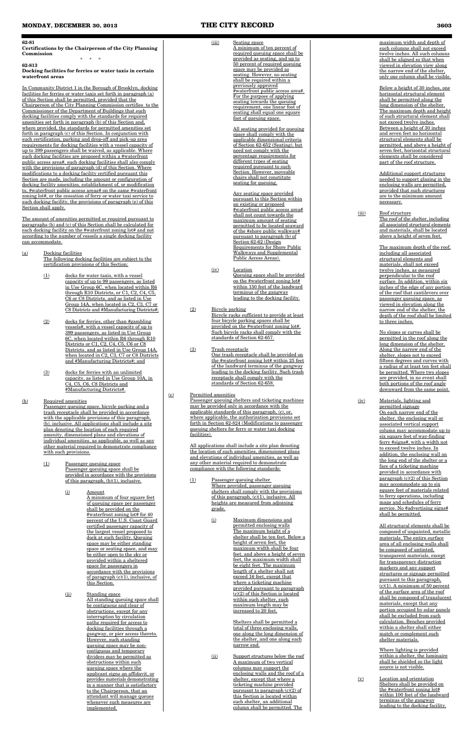**62-81**
**Certifications by the Chairperson of the City Planning Commission**

\*   \*   \*

**62-813**
**Docking facilities for ferries or water taxis in certain waterfront areas**

In Community District 1 in the Borough of Brooklyn, docking facilities for ferries or water taxis set forth in paragraph (a) of this Section shall be permitted, provided that the Chairperson of the City Planning Commission certifies to the Commissioner of the Department of Buildings that such docking facilities comply with the standards for required amenities set forth in paragraph (b) of this Section and, where provided, the standards for permitted amenities set forth in paragraph (c) of this Section. In conjunction with such certification, parking and drop-off and pick-up area requirements for docking facilities with a vessel capacity of up to 399 passengers shall be waived, as applicable. Where such docking facilities are proposed within a #waterfront public access area#, such docking facilities shall also comply with the provisions of paragraph (d) of this Section. Where modifications to a docking facility certified pursuant this Section are made, including the amount or configuration of docking facility amenities, establishment of, or modification to, #waterfront public access areas# on the same #waterfront zoning lot#, or the cessation of ferry or water taxi service to such docking facility, the provisions of paragraph (e) of this Section shall apply.

The amount of amenities permitted or required pursuant to paragraphs (b) and (c) of this Section shall be calculated for each docking facility on the #waterfront zoning lot# and not according to the number of vessels a single docking facility can accommodate.

(a) Docking facilities
The following docking facilities are subject to the certification provisions of this Section:

(1) docks for water taxis, with a vessel capacity of up to 99 passengers, as listed in Use Group 6C, when located within R6 through R10 Districts, or C1, C2, C4, C5, C6 or C8 Districts, and as listed in Use Group 14A, when located in C2, C3, C7 or C8 Districts and #Manufacturing Districts#;

(2) docks for ferries, other than #gambling vessels#, with a vessel capacity of up to 399 passengers, as listed in Use Group 6C, when located within R6 through R10 Districts or C1, C2, C4, C5, C6 or C8 Districts, and as listed in Use Group 14A, when located in C2, C3, C7 or C8 Districts and #Manufacturing Districts#; and

(3) docks for ferries with an unlimited capacity, as listed in Use Group 10A, in C4, C5, C6, C8 Districts and #Manufacturing Districts#.

(b) Required amenities
Passenger queuing space, bicycle parking and a trash receptacle shall be provided in accordance with the applicable provisions of this paragraph, (b), inclusive. All applications shall include a site plan denoting the location of each required amenity, dimensioned plans and elevations of individual amenities, as applicable, as well as any other material required to demonstrate compliance with such provisions.

(1) Passenger queuing space
Passenger queuing space shall be provided in accordance with the provisions of this paragraph, (b)(1), inclusive.

(i) Amount
A minimum of four square feet of queuing space per passenger shall be provided on the #waterfront zoning lot# for 40 percent of the U.S. Coast Guard certified passenger capacity of the largest vessel proposed to dock at such facility. Queuing space may be either standing space or seating space, and may be either open to the sky or provided within a sheltered space for passengers in accordance with the provisions of paragraph (c)(1), inclusive, of this Section.

(ii) Standing space
All standing queuing space shall be contiguous and clear of obstructions, except for any interruption by circulation paths required for access to docking facilities through a gangway, or pier access thereto. However, such standing queuing space may be non-contiguous and temporary dividers may be permitted as obstructions within such queuing space where the applicant signs an affidavit, or provides materials demonstrating in a manner that is satisfactory to the Chairperson, that an attendant will manage queues whenever such measures are implemented.

(iii) Seating space
A minimum of ten percent of required queuing space shall be provided as seating, and up to 50 percent of required queuing space may be provided as seating. However, no seating shall be required within a previously approved #waterfront public access area#. For the purpose of applying seating towards the queuing requirement, one linear foot of seating shall equal one square foot of queuing space.

All seating provided for queuing space shall comply with the applicable dimensional criteria of Section 62-652 (Seating), but need not comply with the percentage requirements for different types of seating required pursuant to such Section. However, moveable chairs shall not constitute seating for queuing.

Any seating space provided pursuant to this Section within an existing or proposed #waterfront public access area# shall not count towards the maximum amount of seating permitted to be located seaward of the #shore public walkway# pursuant to paragraph (b) of Section 62-62 (Design Requirements for Shore Public Walkways and Supplemental Public Access Areas).

(iv) Location
Queuing space shall be provided on the #waterfront zoning lot# within 150 feet of the landward terminus of the gangway leading to the docking facility.

(2) Bicycle parking
Bicycle racks sufficient to provide at least four bicycle parking spaces shall be provided on the #waterfront zoning lot#. Such bicycle racks shall comply with the standards of Section 62-657.

(3) Trash receptacle
One trash receptacle shall be provided on the #waterfront zoning lot# within 25 feet of the landward terminus of the gangway leading to the docking facility. Such trash receptacle shall comply with the standards of Section 62-658.

(c) Permitted amenities
Passenger queuing shelters and ticketing machines may be provided only in accordance with the applicable standards of this paragraph, (c), or, where applicable, the authorization provisions set forth in Section 62-824 (Modifications to passenger queuing shelters for ferry or water taxi docking facilities).

All applications shall include a site plan denoting the location of such amenities, dimensioned plans and elevations of individual amenities, as well as any other material required to demonstrate compliance with the following standards:

(1) Passenger queuing shelter
Where provided, passenger queuing shelters shall comply with the provisions of this paragraph, (c)(1). All heights are measured from adjoining grade.

(i) Maximum dimensions and permitted enclosing walls
The maximum height of a shelter shall be ten feet. Below a height of seven feet, the maximum width shall be four feet, and above a height of seven feet, the maximum width shall be eight feet. The maximum length of a shelter shall not exceed 16 feet, except that where a ticketing machine provided pursuant to paragraph (c)(2) of this Section is located within such shelter, such maximum length may be increased to 20 feet.

Shelters shall be permitted a total of three enclosing walls, one along the long dimension of the shelter, and one along each narrow end.

(ii) Support structures below the roof
A maximum of two vertical columns may support the enclosing walls and the roof of a shelter, except that where a ticketing machine provided pursuant to paragraph (c)(2) of this Section is located within such shelter, an additional column shall be permitted. The maximum width and depth of such columns shall not exceed twelve inches. All such columns shall be aligned so that when viewed in elevation view along the narrow end of the shelter, only one column shall be visible.

Below a height of 30 inches, one horizontal structural element shall be permitted along the long dimension of the shelter. The maximum depth and height of such structural element shall not exceed twelve inches. Between a height of 30 inches and seven feet no horizontal structural elements shall be permitted, and above a height of seven feet, horizontal structural elements shall be considered part of the roof structure.

Additional support structures needed to support glazing in the enclosing walls are permitted, provided that such structures are to the minimum amount necessary.

(iii) Roof structure
The roof of the shelter, including all associated structural elements and materials, shall be located above a height of seven feet.

The maximum depth of the roof, including all associated structural elements and materials, shall not exceed twelve inches, as measured perpendicular to the roof surface. In addition, within six inches of the edge of any portion of the roof that cantilevers over passenger queuing space, as viewed in elevation along the narrow end of the shelter, the depth of the roof shall be limited to three inches.

No slopes or curves shall be permitted in the roof along the long dimension of the shelter. Along the narrow end of the shelter, slopes not to exceed fifteen degrees and curves with a radius of at least ten feet shall be permitted. Where two slopes are provided, in no event shall both portions of the roof angle downward from the same point.

(iv) Materials, lighting and permitted signage
On each narrow end of the shelter, the enclosing wall or associated vertical support column may accommodate up to six square feet of way-finding ferry #signs#, with a width not to exceed twelve inches. In addition, the enclosing wall on the long end of the shelter or a face of a ticketing machine provided in accordance with paragraph (c)(2) of this Section may accommodate up to six square feet of materials related to ferry operations, including maps and schedules of ferry service. No #advertising signs# shall be permitted.

All structural elements shall be composed of unpainted, metallic materials. The entire surface area of all enclosing walls shall be composed of untinted, transparent materials, except for transparency distraction markers and any support structures or signage permitted pursuant to this paragraph, (c)(1). A minimum of 50 percent of the surface area of the roof shall be composed of translucent materials, except that any portion occupied by solar panels shall be excluded from such calculation. Benches provided within a shelter shall either match or complement such shelter materials.

Where lighting is provided within a shelter, the luminaire shall be shielded so the light source is not visible.

(v) Location and orientation
Shelters shall be provided on the #waterfront zoning lot# within 100 feet of the landward terminus of the gangway leading to the docking facility.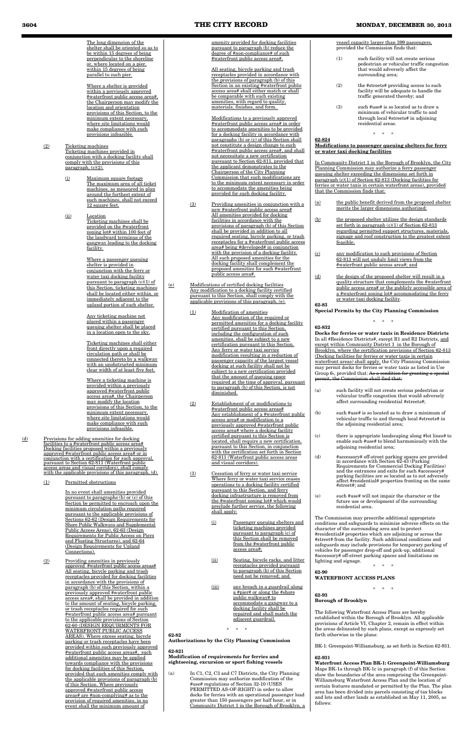The long dimension of the shelter shall be oriented so as to be within 15 degrees of being perpendicular to the shoreline or, where located on a pier, within 15 degrees of being parallel to such pier.

Where a shelter is provided within a previously approved #waterfront public access area#, the Chairperson may modify the location and orientation provisions of this Section, to the minimum extent necessary, where site limitations would make compliance with such provisions infeasible.

(2) Ticketing machines
Ticketing machines provided in conjunction with a docking facility shall comply with the provisions of this paragraph, (c)(2).

(i) Maximum square footage
The maximum area of all ticket machines, as measured in plan around the furthest extent of such machines, shall not exceed 12 square feet.

(ii) Location
Ticketing machines shall be provided on the #waterfront zoning lot# within 100 feet of the landward terminus of the gangway leading to the docking facility.

Where a passenger queuing shelter is provided in conjunction with the ferry or water taxi docking facility pursuant to paragraph (c)(1) of this Section, ticketing machines shall be located either within, or immediately adjacent to the upland portion of such shelter.

Any ticketing machine not placed within a passenger queuing shelter shall be placed in a location open to the sky.

Ticketing machines shall either front directly upon a required circulation path or shall be connected thereto by a walkway with an unobstructed minimum clear width of at least five feet.

Where a ticketing machine is provided within a previously approved #waterfront public access area#, the Chairperson may modify the location provisions of this Section, to the minimum extent necessary, where site limitations would make compliance with such provisions infeasible.

(d) Provisions for adding amenities for docking facilities to a #waterfront public access area#
Docking facilities proposed within a previously approved #waterfront public access area# or in conjunction with a certification for such approval, pursuant to Section 62-811 (Waterfront public access areas and visual corridors), shall comply with the applicable provisions of this paragraph, (d).

(1) Permitted obstructions

In no event shall amenities provided pursuant to paragraphs (b) or (c) of this Section be permitted to encroach upon the minimum circulation paths required pursuant to the applicable provisions of Sections 62-62 (Design Requirements for Shore Public Walkways and Supplemental Public Access Areas), 62-63 (Design Requirements for Public Access on Piers and Floating Structures), and 62-64 (Design Requirements for Upland Connections).

(2) Providing amenities in previously approved #waterfront public access areas#
All seating, bicycle parking and trash receptacles provided for docking facilities in accordance with the provisions of paragraph (b) of this Section, within a previously approved #waterfront public access area#, shall be provided in addition to the amount of seating, bicycle parking, or trash receptacles required for such #waterfront public access area# pursuant to the applicable provisions of Section 62-60 (DESIGN REQUIRMENTS FOR WATERFRONT PUBLIC ACCESS AREAS). Where excess seating, bicycle parking or trash receptacles have been provided within such previously approved #waterfront public access areas#, such additional amenities may be applied towards compliance with the provisions for docking facilities of this Section, provided that such amenities comply with the applicable provisions of paragraph (b) of this Section. Where previously approved #waterfront public access areas# are #non-complying# as to the provision of required amenities, in no event shall the minimum amount of amenity provided for docking facilities pursuant to paragraph (b) reduce the degree of #non-compliance# of such #waterfront public access area#.

All seating, bicycle parking and trash receptacles provided in accordance with the provisions of paragraph (b) of this Section in an existing #waterfront public access area# shall either match or shall be comparable with such existing amenities, with regard to quality, materials, finishes, and form.

Modifications to a previously approved #waterfront public access area# in order to accommodate amenities to be provided for a docking facility in accordance with paragraphs (b) or (c) of this Section shall not constitute a design change to such #waterfront public access area#, and shall not necessitate a new certification pursuant to Section 62-811, provided that the applicant demonstrates to the Chairperson of the City Planning Commission that such modifications are to the minimum extent necessary in order to accommodate the amenities being provided for such docking facility.

(3) Providing amenities in conjunction with a new #waterfront public access area#
All amenities provided for docking facilities in accordance with the provisions of paragraph (b) of this Section shall be provided in addition to all required seating, bicycle parking, or trash receptacles for a #waterfront public access area# being #developed# in conjunction with the provision of a docking facility. All such proposed amenities for the docking facility shall complement the proposed amenities for such #waterfront public access area#.

(e) Modifications of certified docking facilities
Any modification to a docking facility certified pursuant to this Section, shall comply with the applicable provisions of this paragraph, (e).

(1) Modification of amenities
Any modification of the required or permitted amenities for a docking facility certified pursuant to this Section, including the configuration of such amenities, shall be subject to a new certification pursuant to this Section. Any ferry or water taxi service modification resulting in a reduction of passenger capacity of the largest vessel docking at such facility shall not be subject to a new certification provided that the amount of queuing space required at the time of approval, pursuant to paragraph (b) of this Section, is not diminished.

(2) Establishment of or modifications to #waterfront public access areas#
Any establishment of a #waterfront public access area# or modification to a previously approved #waterfront public access area# where a docking facility certified pursuant to this Section is located, shall require a new certification, pursuant to this Section, in conjunction with the certification set forth in Section 62-811 (Waterfront public access areas and visual corridors).

(3) Cessation of ferry or water taxi service
Where ferry or water taxi service ceases operations to a docking facility certified pursuant to this Section, and ferry docking infrastructure is removed from the #waterfront zoning lot# which would preclude further service, the following shall apply:

(i) Passenger queuing shelters and ticketing machines provided pursuant to paragraph (c) of this Section shall be removed from the #waterfront public access area#;

(ii) Seating, bicycle racks, and litter receptacles provided pursuant to paragraph (b) of this Section need not be removed; and

(iii) any breach in a guardrail along a #pier# or along the #shore public walkway# to accommodate a gangway to a docking facility shall be repaired and shall match the adjacent guardrail.

\* \* \*

**62-82**
**Authorizations by the City Planning Commission**

**62-821**
**Modification of requirements for ferries and sightseeing, excursion or sport fishing vessels**

(a) In C1, C2, C3 and C7 Districts, the City Planning Commission may authorize modification of the #use# regulations of Section 32-10 (USES PERMITTED AS-OF-RIGHT) in order to allow docks for ferries with an operational passenger load greater than 150 passengers per half hour, or in Community District 1 in the Borough of Brooklyn, a vessel capacity larger than 399 passengers, provided the Commission finds that:

(1) such facility will not create serious pedestrian or vehicular traffic congestion that would adversely affect the surrounding area;

(2) the #streets# providing access to such facility will be adequate to handle the traffic generated thereby; and

(3) such #use# is so located as to draw a minimum of vehicular traffic to and through local #streets# in adjoining residential areas.

\* \* \*

**62-824**
**Modifications to passenger queuing shelters for ferry or water taxi docking facilities**

In Community District 1 in the Borough of Brooklyn, the City Planning Commission may authorize a ferry passenger queuing shelter exceeding the dimensions set forth in paragraph (c)(1) of Section 62-813 (Docking facilities for ferries or water taxis in certain waterfront areas), provided that the Commission finds that:

(a) the public benefit derived from the proposed shelter merits the larger dimensions authorized;

(b) the proposed shelter utilizes the design standards set forth in paragraph (c)(1) of Section 62-813 regarding permitted support structures, materials, signage and roof construction to the greatest extent feasible;

(c) any modification to such provisions of Section 62-813 will not unduly limit views from the #waterfront public access area#; and

(d) the design of the proposed shelter will result in a quality structure that complements the #waterfront public access area# or the publicly accessible area of a #waterfront zoning lot# accommodating the ferry or water taxi docking facility.

**62-83**
**Special Permits by the City Planning Commission**

\* \* \*

**62-832**
**Docks for ferries or water taxis in Residence Districts**
In all #Residence Districts#, except R1 and R2 Districts, and except within Community District 1 in the Borough of Brooklyn, where the certification provisions of Section 62-813 (Docking facilities for ferries or water taxis in certain waterfront areas) shall apply, the City Planning Commission may permit docks for ferries or water taxis as listed in Use Group 6;, provided that: ~~As a condition for granting a special permit, the Commission shall find that:~~

(a) such facility will not create serious pedestrian or vehicular traffic congestion that would adversely affect surrounding residential #streets#;

(b) such #use# is so located as to draw a minimum of vehicular traffic to and through local #streets# in the adjoining residential area;

(c) there is appropriate landscaping along #lot lines# to enable such #use# to blend harmoniously with the adjoining residential area;

(d) #accessory# off-street parking spaces are provided in accordance with Section 62-43 (Parking Requirements for Commercial Docking Facilities) and the entrances and exits for such #accessory# parking facilities are so located as to not adversely affect #residential# properties fronting on the same #street#; and

(e) such #use# will not impair the character or the future use or development of the surrounding residential area.

The Commission may prescribe additional appropriate conditions and safeguards to minimize adverse effects on the character of the surrounding area and to protect #residential# properties which are adjoining or across the #street# from the facility. Such additional conditions and safeguards may include provisions for temporary parking of vehicles for passenger drop-off and pick-up, additional #accessory# off-street parking spaces and limitations on lighting and signage.

\* \* \*

**62-90**
**WATERFRONT ACCESS PLANS**

\* \* \*

**62-93**
**Borough of Brooklyn**

The following Waterfront Access Plans are hereby established within the Borough of Brooklyn. All applicable provisions of Article VI, Chapter 2, remain in effect within the areas delineated by such plans, except as expressly set forth otherwise in the plans:

BK-1: Greenpoint-Williamsburg, as set forth in Section 62-931.

**62-931**
**Waterfront Access Plan BK-1: Greenpoint-Williamsburg**
Maps BK-1a through BK-1c in paragraph (f) of this Section show the boundaries of the area comprising the Greenpoint-Williamsburg Waterfront Access Plan and the location of certain features mandated or permitted by the Plan. The plan area has been divided into parcels consisting of tax blocks and lots and other lands as established on May 11, 2005, as follows: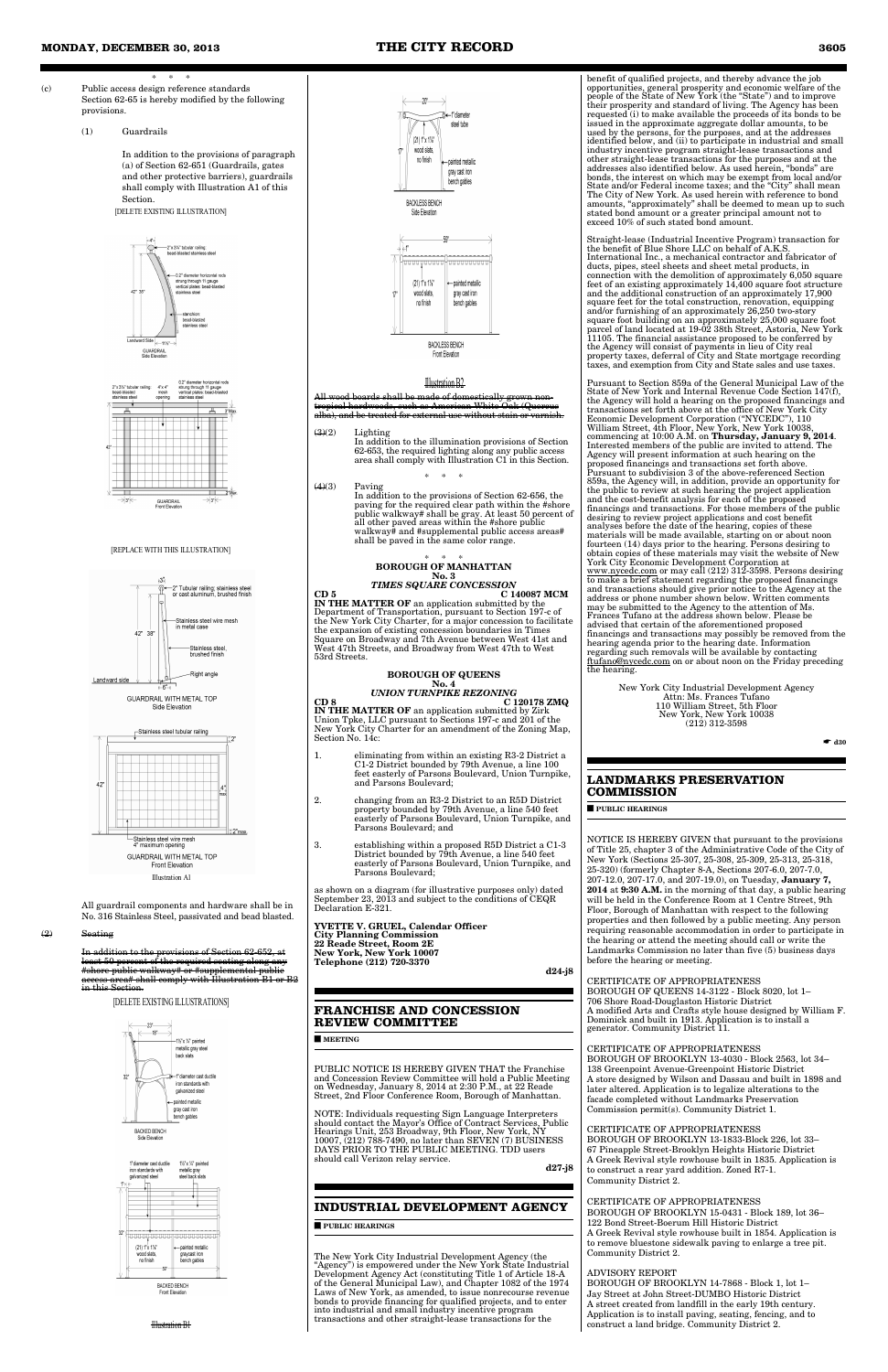\* \* \*

(c) Public access design reference standards Section 62-65 is hereby modified by the following provisions.

(1) Guardrails

In addition to the provisions of paragraph (a) of Section 62-651 (Guardrails, gates and other protective barriers), guardrails shall comply with Illustration A1 of this Section.

[DELETE EXISTING ILLUSTRATION]

[REPLACE WITH THIS ILLUSTRATION]

Illustration A1

All guardrail components and hardware shall be in No. 316 Stainless Steel, passivated and bead blasted.

~~(2) Seating~~

~~In addition to the provisions of Section 62-652, at least 50 percent of the required seating along any #shore public walkway# or #supplemental public access area# shall comply with Illustration B1 or B2 in this Section.~~

[DELETE EXISTING ILLUSTRATIONS]

~~Illustration B1~~

~~Illustration B2~~

~~All wood boards shall be made of domestically grown non-tropical hardwoods, such as American White Oak (Quercus alba), and be treated for external use without stain or varnish.~~

~~(3)~~(2) Lighting
In addition to the illumination provisions of Section 62-653, the required lighting along any public access area shall comply with Illustration C1 in this Section.

\* \* \*

~~(4)~~(3) Paving
In addition to the provisions of Section 62-656, the paving for the required clear path within the #shore public walkway# shall be gray. At least 50 percent of all other paved areas within the #shore public walkway# and #supplemental public access areas# shall be paved in the same color range.

\* \* \*

**BOROUGH OF MANHATTAN**
**No. 3**
***TIMES SQUARE CONCESSION***

**CD 5** **C 140087 MCM**

**IN THE MATTER OF** an application submitted by the Department of Transportation, pursuant to Section 197-c of the New York City Charter, for a major concession to facilitate the expansion of existing concession boundaries in Times Square on Broadway and 7th Avenue between West 41st and West 47th Streets, and Broadway from West 47th to West 53rd Streets.

**BOROUGH OF QUEENS**
**No. 4**
***UNION TURNPIKE REZONING***

**CD 8** **C 120178 ZMQ**

**IN THE MATTER OF** an application submitted by Zirk Union Tpke, LLC pursuant to Sections 197-c and 201 of the New York City Charter for an amendment of the Zoning Map, Section No. 14c:

1. eliminating from within an existing R3-2 District a C1-2 District bounded by 79th Avenue, a line 100 feet easterly of Parsons Boulevard, Union Turnpike, and Parsons Boulevard;

2. changing from an R3-2 District to an R5D District property bounded by 79th Avenue, a line 540 feet easterly of Parsons Boulevard, Union Turnpike, and Parsons Boulevard; and

3. establishing within a proposed R5D District a C1-3 District bounded by 79th Avenue, a line 540 feet easterly of Parsons Boulevard, Union Turnpike, and Parsons Boulevard;

as shown on a diagram (for illustrative purposes only) dated September 23, 2013 and subject to the conditions of CEQR Declaration E-321.

**YVETTE V. GRUEL, Calendar Officer**
**City Planning Commission**
**22 Reade Street, Room 2E**
**New York, New York 10007**
**Telephone (212) 720-3370**

**d24-j8**

## FRANCHISE AND CONCESSION REVIEW COMMITTEE

■ **MEETING**

PUBLIC NOTICE IS HEREBY GIVEN THAT the Franchise and Concession Review Committee will hold a Public Meeting on Wednesday, January 8, 2014 at 2:30 P.M., at 22 Reade Street, 2nd Floor Conference Room, Borough of Manhattan.

NOTE: Individuals requesting Sign Language Interpreters should contact the Mayor's Office of Contract Services, Public Hearings Unit, 253 Broadway, 9th Floor, New York, NY 10007, (212) 788-7490, no later than SEVEN (7) BUSINESS DAYS PRIOR TO THE PUBLIC MEETING. TDD users should call Verizon relay service.

**d27-j8**

## INDUSTRIAL DEVELOPMENT AGENCY

■ **PUBLIC HEARINGS**

The New York City Industrial Development Agency (the "Agency") is empowered under the New York State Industrial Development Agency Act (constituting Title 1 of Article 18-A of the General Municipal Law), and Chapter 1082 of the 1974 Laws of New York, as amended, to issue nonrecourse revenue bonds to provide financing for qualified projects, and to enter into industrial and small industry incentive program transactions and other straight-lease transactions for the benefit of qualified projects, and thereby advance the job opportunities, general prosperity and economic welfare of the people of the State of New York (the "State") and to improve their prosperity and standard of living. The Agency has been requested (i) to make available the proceeds of its bonds to be issued in the approximate aggregate dollar amounts, to be used by the persons, for the purposes, and at the addresses identified below, and (ii) to participate in industrial and small industry incentive program straight-lease transactions and other straight-lease transactions for the purposes and at the addresses also identified below. As used herein, "bonds" are bonds, the interest on which may be exempt from local and/or State and/or Federal income taxes; and the "City" shall mean The City of New York. As used herein with reference to bond amounts, "approximately" shall be deemed to mean up to such stated bond amount or a greater principal amount not to exceed 10% of such stated bond amount.

Straight-lease (Industrial Incentive Program) transaction for the benefit of Blue Shore LLC on behalf of A.K.S. International Inc., a mechanical contractor and fabricator of ducts, pipes, steel sheets and sheet metal products, in connection with the demolition of approximately 6,050 square feet of an existing approximately 14,400 square foot structure and the additional construction of an approximately 17,900 square feet for the total construction, renovation, equipping and/or furnishing of an approximately 26,250 two-story square foot building on an approximately 25,000 square foot parcel of land located at 19-02 38th Street, Astoria, New York 11105. The financial assistance proposed to be conferred by the Agency will consist of payments in lieu of City real property taxes, deferral of City and State mortgage recording taxes, and exemption from City and State sales and use taxes.

Pursuant to Section 859a of the General Municipal Law of the State of New York and Internal Revenue Code Section 147(f), the Agency will hold a hearing on the proposed financings and transactions set forth above at the office of New York City Economic Development Corporation ("NYCEDC"), 110 William Street, 4th Floor, New York, New York 10038, commencing at 10:00 A.M. on **Thursday, January 9, 2014**. Interested members of the public are invited to attend. The Agency will present information at such hearing on the proposed financings and transactions set forth above. Pursuant to subdivision 3 of the above-referenced Section 859a, the Agency will, in addition, provide an opportunity for the public to review at such hearing the project application and the cost-benefit analysis for each of the proposed financings and transactions. For those members of the public desiring to review project applications and cost benefit analyses before the date of the hearing, copies of these materials will be made available, starting on or about noon fourteen (14) days prior to the hearing. Persons desiring to obtain copies of these materials may visit the website of New York City Economic Development Corporation at www.nycedc.com or may call (212) 312-3598. Persons desiring to make a brief statement regarding the proposed financings and transactions should give prior notice to the Agency at the address or phone number shown below. Written comments may be submitted to the Agency to the attention of Ms. Frances Tufano at the address shown below. Please be advised that certain of the aforementioned proposed financings and transactions may possibly be removed from the hearing agenda prior to the hearing date. Information regarding such removals will be available by contacting ftufano@nycedc.com on or about noon on the Friday preceding the hearing.

New York City Industrial Development Agency
Attn: Ms. Frances Tufano
110 William Street, 5th Floor
New York, New York 10038
(212) 312-3598

**d30**

## LANDMARKS PRESERVATION COMMISSION

■ **PUBLIC HEARINGS**

NOTICE IS HEREBY GIVEN that pursuant to the provisions of Title 25, chapter 3 of the Administrative Code of the City of New York (Sections 25-307, 25-308, 25-309, 25-313, 25-318, 25-320) (formerly Chapter 8-A, Sections 207-6.0, 207-7.0, 207-12.0, 207-17.0, and 207-19.0), on Tuesday, **January 7, 2014** at **9:30 A.M.** in the morning of that day, a public hearing will be held in the Conference Room at 1 Centre Street, 9th Floor, Borough of Manhattan with respect to the following properties and then followed by a public meeting. Any person requiring reasonable accommodation in order to participate in the hearing or attend the meeting should call or write the Landmarks Commission no later than five (5) business days before the hearing or meeting.

CERTIFICATE OF APPROPRIATENESS
BOROUGH OF QUEENS 14-3122 - Block 8020, lot 1–
706 Shore Road-Douglaston Historic District
A modified Arts and Crafts style house designed by William F. Dominick and built in 1913. Application is to install a generator. Community District 11.

CERTIFICATE OF APPROPRIATENESS
BOROUGH OF BROOKLYN 13-4030 - Block 2563, lot 34–
138 Greenpoint Avenue-Greenpoint Historic District
A store designed by Wilson and Dassau and built in 1898 and later altered. Application is to legalize alterations to the facade completed without Landmarks Preservation Commission permit(s). Community District 1.

CERTIFICATE OF APPROPRIATENESS
BOROUGH OF BROOKLYN 13-1833-Block 226, lot 33–
67 Pineapple Street-Brooklyn Heights Historic District
A Greek Revival style rowhouse built in 1835. Application is to construct a rear yard addition. Zoned R7-1.
Community District 2.

CERTIFICATE OF APPROPRIATENESS
BOROUGH OF BROOKLYN 15-0431 - Block 189, lot 36–
122 Bond Street-Boerum Hill Historic District
A Greek Revival style rowhouse built in 1854. Application is to remove bluestone sidewalk paving to enlarge a tree pit. Community District 2.

ADVISORY REPORT
BOROUGH OF BROOKLYN 14-7868 - Block 1, lot 1–
Jay Street at John Street-DUMBO Historic District
A street created from landfill in the early 19th century. Application is to install paving, seating, fencing, and to construct a land bridge. Community District 2.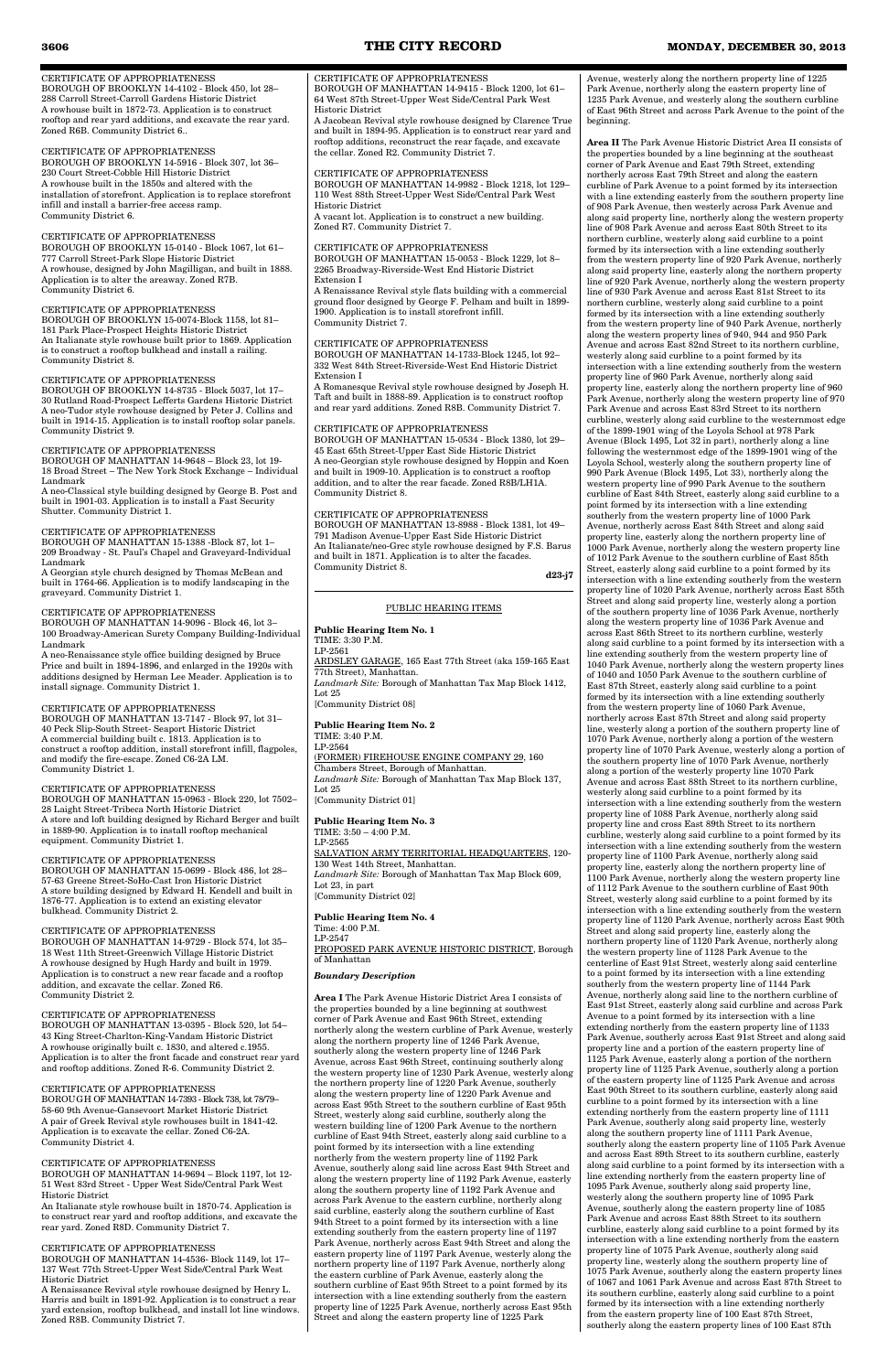CERTIFICATE OF APPROPRIATENESS
BOROUGH OF BROOKLYN 14-4102 - Block 450, lot 28–
288 Carroll Street-Carroll Gardens Historic District
A rowhouse built in 1872-73. Application is to construct rooftop and rear yard additions, and excavate the rear yard. Zoned R6B. Community District 6..

CERTIFICATE OF APPROPRIATENESS
BOROUGH OF BROOKLYN 14-5916 - Block 307, lot 36–
230 Court Street-Cobble Hill Historic District
A rowhouse built in the 1850s and altered with the installation of storefront. Application is to replace storefront infill and install a barrier-free access ramp.
Community District 6.

CERTIFICATE OF APPROPRIATENESS
BOROUGH OF BROOKLYN 15-0140 - Block 1067, lot 61–
777 Carroll Street-Park Slope Historic District
A rowhouse, designed by John Magilligan, and built in 1888. Application is to alter the areaway. Zoned R7B.
Community District 6.

CERTIFICATE OF APPROPRIATENESS
BOROUGH OF BROOKLYN 15-0074-Block 1158, lot 81–
181 Park Place-Prospect Heights Historic District
An Italianate style rowhouse built prior to 1869. Application is to construct a rooftop bulkhead and install a railing.
Community District 8.

CERTIFICATE OF APPROPRIATENESS
BOROUGH OF BROOKLYN 14-8735 - Block 5037, lot 17–
30 Rutland Road-Prospect Lefferts Gardens Historic District
A neo-Tudor style rowhouse designed by Peter J. Collins and built in 1914-15. Application is to install rooftop solar panels.
Community District 9.

CERTIFICATE OF APPROPRIATENESS
BOROUGH OF MANHATTAN 14-9648 – Block 23, lot 19-
18 Broad Street – The New York Stock Exchange – Individual Landmark
A neo-Classical style building designed by George B. Post and built in 1901-03. Application is to install a Fast Security Shutter. Community District 1.

CERTIFICATE OF APPROPRIATENESS
BOROUGH OF MANHATTAN 15-1388 -Block 87, lot 1–
209 Broadway - St. Paul's Chapel and Graveyard-Individual Landmark
A Georgian style church designed by Thomas McBean and built in 1764-66. Application is to modify landscaping in the graveyard. Community District 1.

CERTIFICATE OF APPROPRIATENESS
BOROUGH OF MANHATTAN 14-9096 - Block 46, lot 3–
100 Broadway-American Surety Company Building-Individual Landmark
A neo-Renaissance style office building designed by Bruce Price and built in 1894-1896, and enlarged in the 1920s with additions designed by Herman Lee Meader. Application is to install signage. Community District 1.

CERTIFICATE OF APPROPRIATENESS
BOROUGH OF MANHATTAN 13-7147 - Block 97, lot 31–
40 Peck Slip-South Street- Seaport Historic District
A commercial building built c. 1813. Application is to construct a rooftop addition, install storefront infill, flagpoles, and modify the fire-escape. Zoned C6-2A LM.
Community District 1.

CERTIFICATE OF APPROPRIATENESS
BOROUGH OF MANHATTAN 15-0963 - Block 220, lot 7502–
28 Laight Street-Tribeca North Historic District
A store and loft building designed by Richard Berger and built in 1889-90. Application is to install rooftop mechanical equipment. Community District 1.

CERTIFICATE OF APPROPRIATENESS
BOROUGH OF MANHATTAN 15-0699 - Block 486, lot 28–
57-63 Greene Street-SoHo-Cast Iron Historic District
A store building designed by Edward H. Kendell and built in 1876-77. Application is to extend an existing elevator bulkhead. Community District 2.

CERTIFICATE OF APPROPRIATENESS
BOROUGH OF MANHATTAN 14-9729 - Block 574, lot 35–
18 West 11th Street-Greenwich Village Historic District
A rowhouse designed by Hugh Hardy and built in 1979. Application is to construct a new rear facade and a rooftop addition, and excavate the cellar. Zoned R6.
Community District 2.

CERTIFICATE OF APPROPRIATENESS
BOROUGH OF MANHATTAN 13-0395 - Block 520, lot 54–
43 King Street-Charlton-King-Vandam Historic District
A rowhouse originally built c. 1830, and altered c.1955. Application is to alter the front facade and construct rear yard and rooftop additions. Zoned R-6. Community District 2.

CERTIFICATE OF APPROPRIATENESS
BOROUGH OF MANHATTAN 14-7393 - Block 738, lot 78/79–
58-60 9th Avenue-Gansevoort Market Historic District
A pair of Greek Revival style rowhouses built in 1841-42. Application is to excavate the cellar. Zoned C6-2A.
Community District 4.

CERTIFICATE OF APPROPRIATENESS
BOROUGH OF MANHATTAN 14-9694 – Block 1197, lot 12-
51 West 83rd Street - Upper West Side/Central Park West Historic District
An Italianate style rowhouse built in 1870-74. Application is to construct rear yard and rooftop additions, and excavate the rear yard. Zoned R8D. Community District 7.

CERTIFICATE OF APPROPRIATENESS
BOROUGH OF MANHATTAN 14-4536- Block 1149, lot 17–
137 West 77th Street-Upper West Side/Central Park West Historic District
A Renaissance Revival style rowhouse designed by Henry L. Harris and built in 1891-92. Application is to construct a rear yard extension, rooftop bulkhead, and install lot line windows. Zoned R8B. Community District 7.

CERTIFICATE OF APPROPRIATENESS
BOROUGH OF MANHATTAN 14-9415 - Block 1200, lot 61–
64 West 87th Street-Upper West Side/Central Park West Historic District
A Jacobean Revival style rowhouse designed by Clarence True and built in 1894-95. Application is to construct rear yard and rooftop additions, reconstruct the rear façade, and excavate the cellar. Zoned R2. Community District 7.

CERTIFICATE OF APPROPRIATENESS
BOROUGH OF MANHATTAN 14-9982 - Block 1218, lot 129–
110 West 88th Street-Upper West Side/Central Park West Historic District
A vacant lot. Application is to construct a new building.
Zoned R7. Community District 7.

CERTIFICATE OF APPROPRIATENESS
BOROUGH OF MANHATTAN 15-0053 - Block 1229, lot 8–
2265 Broadway-Riverside-West End Historic District Extension I
A Renaissance Revival style flats building with a commercial ground floor designed by George F. Pelham and built in 1899-1900. Application is to install storefront infill.
Community District 7.

CERTIFICATE OF APPROPRIATENESS
BOROUGH OF MANHATTAN 14-1733-Block 1245, lot 92–
332 West 84th Street-Riverside-West End Historic District Extension I
A Romanesque Revival style rowhouse designed by Joseph H. Taft and built in 1888-89. Application is to construct rooftop and rear yard additions. Zoned R8B. Community District 7.

CERTIFICATE OF APPROPRIATENESS
BOROUGH OF MANHATTAN 15-0534 - Block 1380, lot 29–
45 East 65th Street-Upper East Side Historic District
A neo-Georgian style rowhouse designed by Hoppin and Koen and built in 1909-10. Application is to construct a rooftop addition, and to alter the rear facade. Zoned R8B/LH1A.
Community District 8.

CERTIFICATE OF APPROPRIATENESS
BOROUGH OF MANHATTAN 13-8988 - Block 1381, lot 49–
791 Madison Avenue-Upper East Side Historic District
An Italianate/neo-Grec style rowhouse designed by F.S. Barus and built in 1871. Application is to alter the facades.
Community District 8.

**d23-j7**

## PUBLIC HEARING ITEMS

**Public Hearing Item No. 1**
TIME: 3:30 P.M.
LP-2561
ARDSLEY GARAGE, 165 East 77th Street (aka 159-165 East 77th Street), Manhattan.
*Landmark Site:* Borough of Manhattan Tax Map Block 1412, Lot 25
[Community District 08]

**Public Hearing Item No. 2**
TIME: 3:40 P.M.
LP-2564
(FORMER) FIREHOUSE ENGINE COMPANY 29, 160 Chambers Street, Borough of Manhattan.
*Landmark Site:* Borough of Manhattan Tax Map Block 137, Lot 25
[Community District 01]

**Public Hearing Item No. 3**
TIME: 3:50 – 4:00 P.M.
LP-2565
SALVATION ARMY TERRITORIAL HEADQUARTERS, 120-130 West 14th Street, Manhattan.
*Landmark Site:* Borough of Manhattan Tax Map Block 609, Lot 23, in part
[Community District 02]

**Public Hearing Item No. 4**
Time: 4:00 P.M.
LP-2547
PROPOSED PARK AVENUE HISTORIC DISTRICT, Borough of Manhattan

***Boundary Description***

**Area I** The Park Avenue Historic District Area I consists of the properties bounded by a line beginning at southwest corner of Park Avenue and East 96th Street, extending northerly along the western curbline of Park Avenue, westerly along the northern property line of 1246 Park Avenue, southerly along the western property line of 1246 Park Avenue, across East 96th Street, continuing southerly along the western property line of 1230 Park Avenue, westerly along the northern property line of 1220 Park Avenue, southerly along the western property line of 1220 Park Avenue and across East 95th Street to the southern curbline of East 95th Street, westerly along said curbline, southerly along the western building line of 1200 Park Avenue to the northern curbline of East 94th Street, easterly along said curbline to a point formed by its intersection with a line extending northerly from the western property line of 1192 Park Avenue, southerly along said line across East 94th Street and along the western property line of 1192 Park Avenue, easterly along the southern property line of 1192 Park Avenue and across Park Avenue to the eastern curbline, northerly along said curbline, easterly along the southern curbline of East 94th Street to a point formed by its intersection with a line extending southerly from the eastern property line of 1197 Park Avenue, northerly across East 94th Street and along the eastern property line of 1197 Park Avenue, westerly along the northern property line of 1197 Park Avenue, northerly along the eastern curbline of Park Avenue, easterly along the southern curbline of East 95th Street to a point formed by its intersection with a line extending southerly from the eastern property line of 1225 Park Avenue, northerly across East 95th Street and along the eastern property line of 1225 Park Avenue, westerly along the northern property line of 1225 Park Avenue, northerly along the eastern property line of 1235 Park Avenue, and westerly along the southern curbline of East 96th Street and across Park Avenue to the point of the beginning.

**Area II** The Park Avenue Historic District Area II consists of the properties bounded by a line beginning at the southeast corner of Park Avenue and East 79th Street, extending northerly across East 79th Street and along the eastern curbline of Park Avenue to a point formed by its intersection with a line extending easterly from the southern property line of 908 Park Avenue, then westerly across Park Avenue and along said property line, northerly along the western property line of 908 Park Avenue and across East 80th Street to its northern curbline, westerly along said curbline to a point formed by its intersection with a line extending southerly from the western property line of 920 Park Avenue, northerly along said property line, easterly along the northern property line of 920 Park Avenue, northerly along the western property line of 930 Park Avenue and across East 81st Street to its northern curbline, westerly along said curbline to a point formed by its intersection with a line extending southerly from the western property line of 940 Park Avenue, northerly along the western property lines of 940, 944 and 950 Park Avenue and across East 82nd Street to its northern curbline, westerly along said curbline to a point formed by its intersection with a line extending southerly from the western property line of 960 Park Avenue, northerly along said property line, easterly along the northern property line of 960 Park Avenue, northerly along the western property line of 970 Park Avenue and across East 83rd Street to its northern curbline, westerly along said curbline to the westernmost edge of the 1899-1901 wing of the Loyola School at 978 Park Avenue (Block 1495, Lot 32 in part), northerly along a line following the westernmost edge of the 1899-1901 wing of the Loyola School, westerly along the southern property line of 990 Park Avenue (Block 1495, Lot 33), northerly along the western property line of 990 Park Avenue to the southern curbline of East 84th Street, easterly along said curbline to a point formed by its intersection with a line extending southerly from the western property line of 1000 Park Avenue, northerly across East 84th Street and along said property line, easterly along the northern property line of 1000 Park Avenue, northerly along the western property line of 1012 Park Avenue to the southern curbline of East 85th Street, easterly along said curbline to a point formed by its intersection with a line extending southerly from the western property line of 1020 Park Avenue, northerly across East 85th Street and along said property line, westerly along a portion of the southern property line of 1036 Park Avenue, northerly along the western property line of 1036 Park Avenue and across East 86th Street to its northern curbline, westerly along said curbline to a point formed by its intersection with a line extending southerly from the western property line of 1040 Park Avenue, northerly along the western property lines of 1040 and 1050 Park Avenue to the southern curbline of East 87th Street, easterly along said curbline to a point formed by its intersection with a line extending southerly from the western property line of 1060 Park Avenue, northerly across East 87th Street and along said property line, westerly along a portion of the southern property line of 1070 Park Avenue, northerly along a portion of the western property line of 1070 Park Avenue, westerly along a portion of the southern property line of 1070 Park Avenue, northerly along a portion of the westerly property line 1070 Park Avenue and across East 88th Street to its northern curbline, westerly along said curbline to a point formed by its intersection with a line extending southerly from the western property line of 1088 Park Avenue, northerly along said property line and cross East 89th Street to its northern curbline, westerly along said curbline to a point formed by its intersection with a line extending southerly from the western property line of 1100 Park Avenue, northerly along said property line, easterly along the northern property line of 1100 Park Avenue, northerly along the western property line of 1112 Park Avenue to the southern curbline of East 90th Street, westerly along said curbline to a point formed by its intersection with a line extending southerly from the western property line of 1120 Park Avenue, northerly across East 90th Street and along said property line, easterly along the northern property line of 1120 Park Avenue, northerly along the western property line of 1128 Park Avenue to the centerline of East 91st Street, westerly along said centerline to a point formed by its intersection with a line extending southerly from the western property line of 1144 Park Avenue, northerly along said line to the northern curbline of East 91st Street, easterly along said curbline and across Park Avenue to a point formed by its intersection with a line extending northerly from the eastern property line of 1133 Park Avenue, southerly across East 91st Street and along said property line and a portion of the eastern property line of 1125 Park Avenue, easterly along a portion of the northern property of 1125 Park Avenue, southerly along a portion of the eastern property line of 1125 Park Avenue and across East 90th Street to its southern curbline, easterly along said curbline to a point formed by its intersection with a line extending northerly from the eastern property line of 1111 Park Avenue, southerly along said property line, westerly along the southern property line of 1111 Park Avenue, southerly along the eastern property line of 1105 Park Avenue and across East 89th Street to its southern curbline, easterly along said curbline to a point formed by its intersection with a line extending northerly from the eastern property line of 1095 Park Avenue, southerly along said property line, westerly along the southern property line of 1095 Park Avenue, southerly along the eastern property line of 1085 Park Avenue and across East 88th Street to its southern curbline, easterly along said curbline to a point formed by its intersection with a line extending northerly from the eastern property line of 1075 Park Avenue, southerly along said property line, westerly along the southern property line of 1075 Park Avenue, southerly along the eastern property lines of 1067 and 1061 Park Avenue and across East 87th Street to its southern curbline, easterly along said curbline to a point formed by its intersection with a line extending northerly from the eastern property line of 100 East 87th Street, southerly along the eastern property lines of 100 East 87th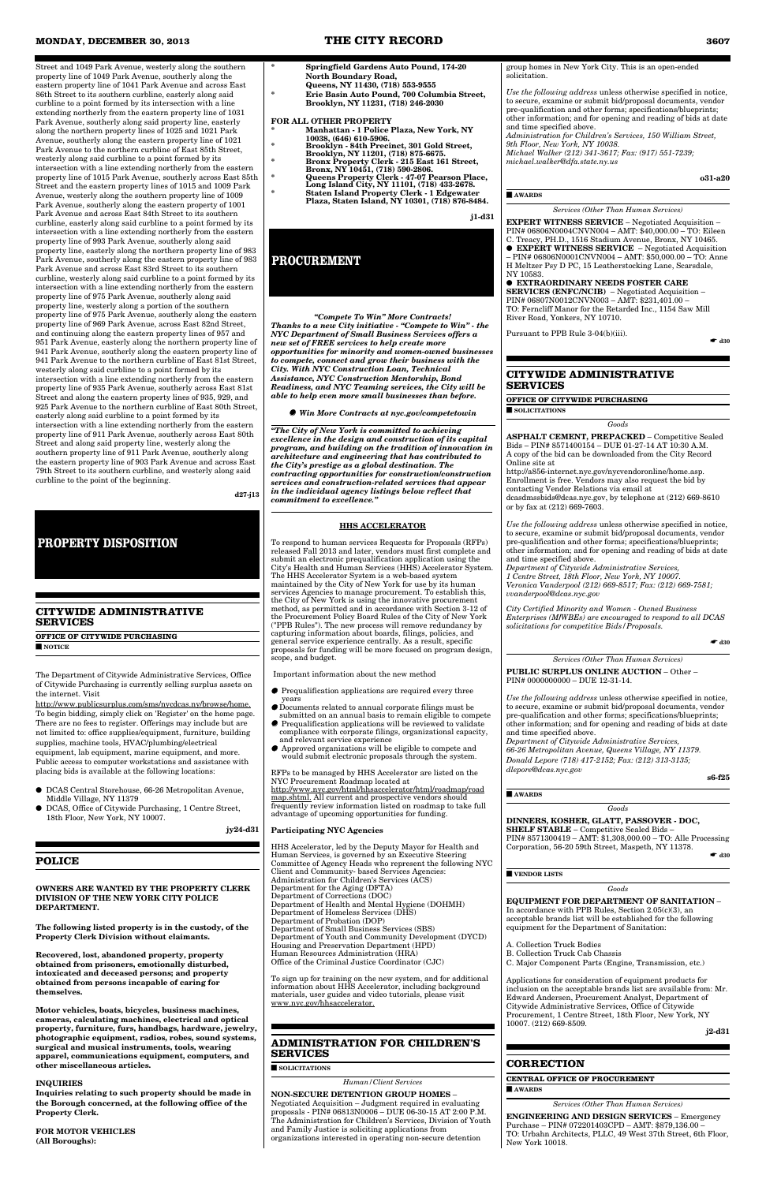Street and 1049 Park Avenue, westerly along the southern property line of 1049 Park Avenue, southerly along the eastern property line of 1041 Park Avenue and across East 86th Street to its southern curbline, easterly along said curbline to a point formed by its intersection with a line extending northerly from the eastern property line of 1031 Park Avenue, southerly along said property line, easterly along the northern property lines of 1025 and 1021 Park Avenue, southerly along the eastern property line of 1021 Park Avenue to the northern curbline of East 85th Street, westerly along said curbline to a point formed by its intersection with a line extending northerly from the eastern property line of 1015 Park Avenue, southerly across East 85th Street and the eastern property lines of 1015 and 1009 Park Avenue, westerly along the southern property line of 1009 Park Avenue, southerly along the eastern property of 1001 Park Avenue and across East 84th Street to its southern curbline, easterly along said curbline to a point formed by its intersection with a line extending northerly from the eastern property line of 993 Park Avenue, southerly along said property line, easterly along the northern property line of 983 Park Avenue, southerly along the eastern property line of 983 Park Avenue and across East 83rd Street to its southern curbline, westerly along said curbline to a point formed by its intersection with a line extending northerly from the eastern property line of 975 Park Avenue, southerly along said property line, westerly along a portion of the southern property line of 975 Park Avenue, southerly along the eastern property line of 969 Park Avenue, across East 82nd Street, and continuing along the eastern property lines of 957 and 951 Park Avenue, easterly along the northern property line of 941 Park Avenue, southerly along the eastern property line of 941 Park Avenue to the northern curbline of East 81st Street, westerly along said curbline to a point formed by its intersection with a line extending northerly from the eastern property line of 935 Park Avenue, southerly across East 81st Street and along the eastern property lines of 935, 929, and 925 Park Avenue to the northern curbline of East 80th Street, easterly along said curbline to a point formed by its intersection with a line extending northerly from the eastern property line of 911 Park Avenue, southerly across East 80th Street and along said property line, westerly along the southern property line of 911 Park Avenue, southerly along the eastern property line of 903 Park Avenue and across East 79th Street to its southern curbline, and westerly along said curbline to the point of the beginning.

d27-j13

# PROPERTY DISPOSITION

## CITYWIDE ADMINISTRATIVE SERVICES

**OFFICE OF CITYWIDE PURCHASING**

■ **NOTICE**

The Department of Citywide Administrative Services, Office of Citywide Purchasing is currently selling surplus assets on the internet. Visit http://www.publicsurplus.com/sms/nycdcas.ny/browse/home. To begin bidding, simply click on 'Register' on the home page. There are no fees to register. Offerings may include but are not limited to: office supplies/equipment, furniture, building supplies, machine tools, HVAC/plumbing/electrical equipment, lab equipment, marine equipment, and more. Public access to computer workstations and assistance with placing bids is available at the following locations:

- DCAS Central Storehouse, 66-26 Metropolitan Avenue, Middle Village, NY 11379
- DCAS, Office of Citywide Purchasing, 1 Centre Street, 18th Floor, New York, NY 10007.

jy24-d31

## POLICE

**OWNERS ARE WANTED BY THE PROPERTY CLERK DIVISION OF THE NEW YORK CITY POLICE DEPARTMENT.**

**The following listed property is in the custody, of the Property Clerk Division without claimants.**

**Recovered, lost, abandoned property, property obtained from prisoners, emotionally disturbed, intoxicated and deceased persons; and property obtained from persons incapable of caring for themselves.**

**Motor vehicles, boats, bicycles, business machines, cameras, calculating machines, electrical and optical property, furniture, furs, handbags, hardware, jewelry, photographic equipment, radios, robes, sound systems, surgical and musical instruments, tools, wearing apparel, communications equipment, computers, and other miscellaneous articles.**

**INQUIRIES**

**Inquiries relating to such property should be made in the Borough concerned, at the following office of the Property Clerk.**

**FOR MOTOR VEHICLES (All Boroughs):**

- **Springfield Gardens Auto Pound, 174-20 North Boundary Road, Queens, NY 11430, (718) 553-9555**
- **Erie Basin Auto Pound, 700 Columbia Street, Brooklyn, NY 11231, (718) 246-2030**

**FOR ALL OTHER PROPERTY**

- **Manhattan - 1 Police Plaza, New York, NY 10038, (646) 610-5906.**
- **Brooklyn - 84th Precinct, 301 Gold Street, Brooklyn, NY 11201, (718) 875-6675.**
- **Bronx Property Clerk - 215 East 161 Street, Bronx, NY 10451, (718) 590-2806.**
- **Queens Property Clerk - 47-07 Pearson Place, Long Island City, NY 11101, (718) 433-2678.**
- **Staten Island Property Clerk - 1 Edgewater Plaza, Staten Island, NY 10301, (718) 876-8484.**

j1-d31

# PROCUREMENT

***"Compete To Win" More Contracts! Thanks to a new City initiative - "Compete to Win" - the NYC Department of Small Business Services offers a new set of FREE services to help create more opportunities for minority and women-owned businesses to compete, connect and grow their business with the City. With NYC Construction Loan, Technical Assistance, NYC Construction Mentorship, Bond Readiness, and NYC Teaming services, the City will be able to help even more small businesses than before.***

● ***Win More Contracts at nyc.gov/competetowin***

***"The City of New York is committed to achieving excellence in the design and construction of its capital program, and building on the tradition of innovation in architecture and engineering that has contributed to the City's prestige as a global destination. The contracting opportunities for construction/construction services and construction-related services that appear in the individual agency listings below reflect that commitment to excellence."***

**HHS ACCELERATOR**

To respond to human services Requests for Proposals (RFPs) released Fall 2013 and later, vendors must first complete and submit an electronic prequalification application using the City's Health and Human Services (HHS) Accelerator System. The HHS Accelerator System is a web-based system maintained by the City of New York for use by its human services Agencies to manage procurement. To establish this, the City of New York is using the innovative procurement method, as permitted and in accordance with Section 3-12 of the Procurement Policy Board Rules of the City of New York ("PPB Rules"). The new process will remove redundancy by capturing information about boards, filings, policies, and general service experience centrally. As a result, specific proposals for funding will be more focused on program design, scope, and budget.

Important information about the new method

- Prequalification applications are required every three years
- Documents related to annual corporate filings must be submitted on an annual basis to remain eligible to compete
- Prequalification applications will be reviewed to validate compliance with corporate filings, organizational capacity, and relevant service experience
- Approved organizations will be eligible to compete and would submit electronic proposals through the system.

RFPs to be managed by HHS Accelerator are listed on the NYC Procurement Roadmap located at http://www.nyc.gov/html/hhsaccelerator/html/roadmap/roadmap.shtml. All current and prospective vendors should frequently review information listed on roadmap to take full advantage of upcoming opportunities for funding.

**Participating NYC Agencies**

HHS Accelerator, led by the Deputy Mayor for Health and Human Services, is governed by an Executive Steering Committee of Agency Heads who represent the following NYC Client and Community- based Services Agencies:
Administration for Children's Services (ACS)
Department for the Aging (DFTA)
Department of Corrections (DOC)
Department of Health and Mental Hygiene (DOHMH)
Department of Homeless Services (DHS)
Department of Probation (DOP)
Department of Small Business Services (SBS)
Department of Youth and Community Development (DYCD)
Housing and Preservation Department (HPD)
Human Resources Administration (HRA)
Office of the Criminal Justice Coordinator (CJC)

To sign up for training on the new system, and for additional information about HHS Accelerator, including background materials, user guides and video tutorials, please visit www.nyc.gov/hhsaccelerator.

## ADMINISTRATION FOR CHILDREN'S SERVICES

■ **SOLICITATIONS**

*Human/Client Services*

**NON-SECURE DETENTION GROUP HOMES** – Negotiated Acquisition – Judgment required in evaluating proposals - PIN# 06813N0006 – DUE 06-30-15 AT 2:00 P.M. The Administration for Children's Services, Division of Youth and Family Justice is soliciting applications from organizations interested in operating non-secure detention group homes in New York City. This is an open-ended solicitation.

*Use the following address unless otherwise specified in notice, to secure, examine or submit bid/proposal documents, vendor pre-qualification and other forms; specifications/blueprints; other information; and for opening and reading of bids at date and time specified above.*
*Administration for Children's Services, 150 William Street, 9th Floor, New York, NY 10038.*
*Michael Walker (212) 341-3617; Fax: (917) 551-7239; michael.walker@dfa.state.ny.us*

o31-a20

■ **AWARDS**

*Services (Other Than Human Services)*

**EXPERT WITNESS SERVICE** – Negotiated Acquisition – PIN# 06806N0004CNVN004 – AMT: $40,000.00 – TO: Eileen C. Treacy, PH.D., 1516 Stadium Avenue, Bronx, NY 10465.
● **EXPERT WITNESS SERVICE** – Negotiated Acquisition – PIN# 06806N0001CNVN004 – AMT: $50,000.00 – TO: Anne H Meltzer Psy D PC, 15 Leatherstocking Lane, Scarsdale, NY 10583.
● **EXTRAORDINARY NEEDS FOSTER CARE SERVICES (ENFC/NCIB)** – Negotiated Acquisition – PIN# 06807N0012CNVN003 – AMT: $231,401.00 – TO: Ferncliff Manor for the Retarded Inc., 1154 Saw Mill River Road, Yonkers, NY 10710.

Pursuant to PPB Rule 3-04(b)(iii).

☛ d30

## CITYWIDE ADMINISTRATIVE SERVICES

**OFFICE OF CITYWIDE PURCHASING**

■ **SOLICITATIONS**

*Goods*

**ASPHALT CEMENT, PREPACKED** – Competitive Sealed Bids – PIN# 8571400154 – DUE 01-27-14 AT 10:30 A.M. A copy of the bid can be downloaded from the City Record Online site at http://a856-internet.nyc.gov/nycvendoronline/home.asp. Enrollment is free. Vendors may also request the bid by contacting Vendor Relations via email at dcasdmssbids@dcas.nyc.gov, by telephone at (212) 669-8610 or by fax at (212) 669-7603.

*Use the following address unless otherwise specified in notice, to secure, examine or submit bid/proposal documents, vendor pre-qualification and other forms; specifications/blueprints; other information; and for opening and reading of bids at date and time specified above.*
*Department of Citywide Administrative Services, 1 Centre Street, 18th Floor, New York, NY 10007. Veronica Vanderpool (212) 669-8517; Fax: (212) 669-7581; vvanderpool@dcas.nyc.gov*

*City Certified Minority and Women - Owned Business Enterprises (M/WBEs) are encouraged to respond to all DCAS solicitations for competitive Bids/Proposals.*

☛ d30

*Services (Other Than Human Services)*

**PUBLIC SURPLUS ONLINE AUCTION** – Other – PIN# 0000000000 – DUE 12-31-14.

*Use the following address unless otherwise specified in notice, to secure, examine or submit bid/proposal documents, vendor pre-qualification and other forms; specifications/blueprints; other information; and for opening and reading of bids at date and time specified above.*
*Department of Citywide Administrative Services, 66-26 Metropolitan Avenue, Queens Village, NY 11379. Donald Lepore (718) 417-2152; Fax: (212) 313-3135; dlepore@dcas.nyc.gov*

s6-f25

■ **AWARDS**

*Goods*

**DINNERS, KOSHER, GLATT, PASSOVER - DOC, SHELF STABLE** – Competitive Sealed Bids – PIN# 8571300419 – AMT: $1,308,000.00 – TO: Alle Processing Corporation, 56-20 59th Street, Maspeth, NY 11378.

☛ d30

■ **VENDOR LISTS**

*Goods*

**EQUIPMENT FOR DEPARTMENT OF SANITATION** – In accordance with PPB Rules, Section 2.05(c)(3), an acceptable brands list will be established for the following equipment for the Department of Sanitation:

A. Collection Truck Bodies
B. Collection Truck Cab Chassis
C. Major Component Parts (Engine, Transmission, etc.)

Applications for consideration of equipment products for inclusion on the acceptable brands list are available from: Mr. Edward Andersen, Procurement Analyst, Department of Citywide Administrative Services, Office of Citywide Procurement, 1 Centre Street, 18th Floor, New York, NY 10007. (212) 669-8509.

j2-d31

## CORRECTION

**CENTRAL OFFICE OF PROCUREMENT**

■ **AWARDS**

*Services (Other Than Human Services)*

**ENGINEERING AND DESIGN SERVICES** – Emergency Purchase – PIN# 072201403CPD – AMT: $879,136.00 – TO: Urbahn Architects, PLLC, 49 West 37th Street, 6th Floor, New York 10018.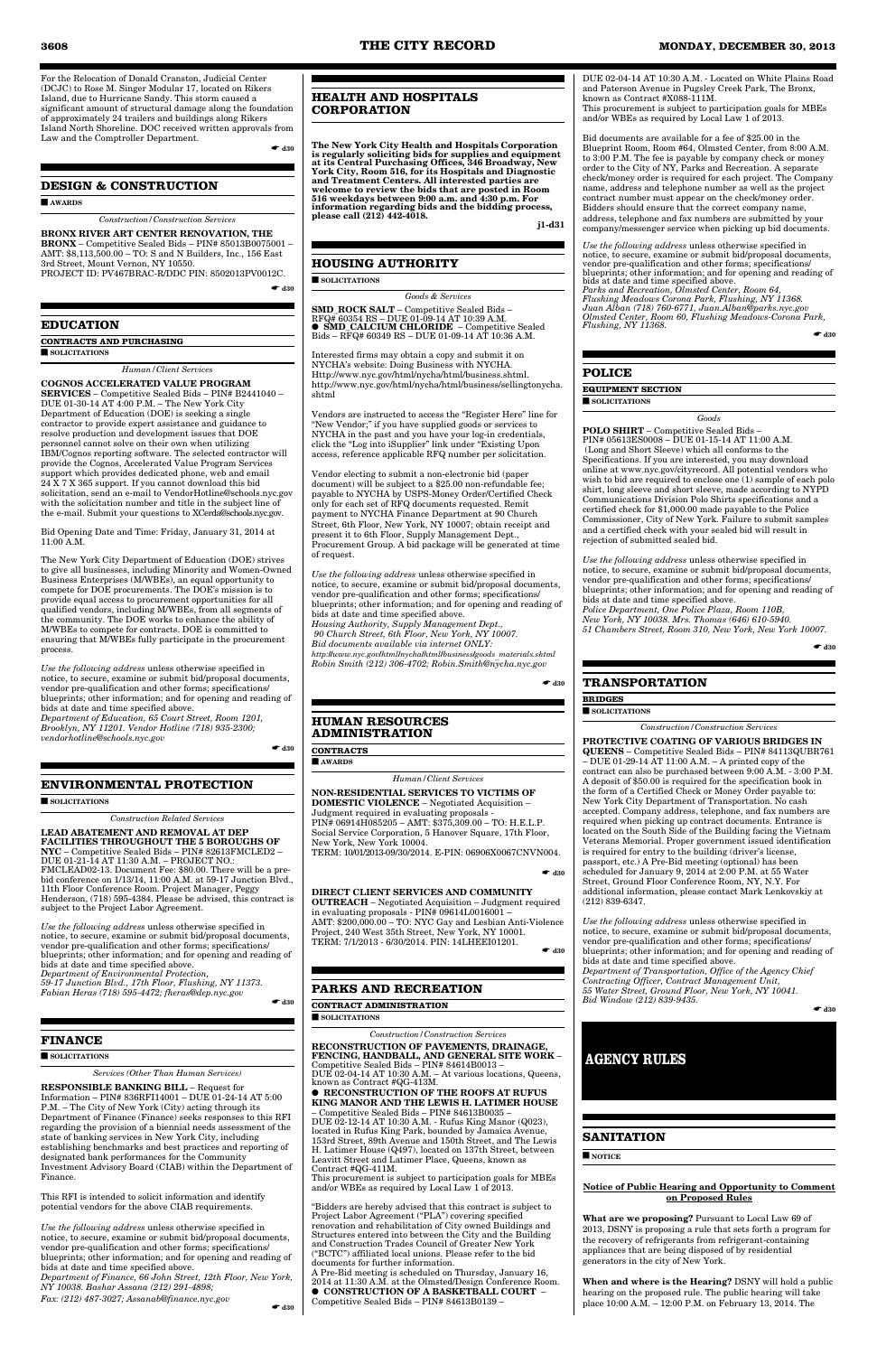For the Relocation of Donald Cranston, Judicial Center (DCJC) to Rose M. Singer Modular 17, located on Rikers Island, due to Hurricane Sandy. This storm caused a significant amount of structural damage along the foundation of approximately 24 trailers and buildings along Rikers Island North Shoreline. DOC received written approvals from Law and the Comptroller Department.

☛ d30

## DESIGN & CONSTRUCTION

■ AWARDS

*Construction/Construction Services*

**BRONX RIVER ART CENTER RENOVATION, THE BRONX** – Competitive Sealed Bids – PIN# 85013B0075001 – AMT: $8,113,500.00 – TO: S and N Builders, Inc., 156 East 3rd Street, Mount Vernon, NY 10550.
PROJECT ID: PV467BRAC-R/DDC PIN: 8502013PV0012C.

☛ d30

## EDUCATION

**CONTRACTS AND PURCHASING**

■ SOLICITATIONS

*Human/Client Services*

**COGNOS ACCELERATED VALUE PROGRAM SERVICES** – Competitive Sealed Bids – PIN# B2441040 – DUE 01-30-14 AT 4:00 P.M. – The New York City Department of Education (DOE) is seeking a single contractor to provide expert assistance and guidance to resolve production and development issues that DOE personnel cannot solve on their own when utilizing IBM/Cognos reporting software. The selected contractor will provide the Cognos, Accelerated Value Program Services support which provides dedicated phone, web and email 24 X 7 X 365 support. If you cannot download this bid solicitation, send an e-mail to VendorHotline@schools.nyc.gov with the solicitation number and title in the subject line of the e-mail. Submit your questions to XCerda@schools.nyc.gov.

Bid Opening Date and Time: Friday, January 31, 2014 at 11:00 A.M.

The New York City Department of Education (DOE) strives to give all businesses, including Minority and Women-Owned Business Enterprises (M/WBEs), an equal opportunity to compete for DOE procurements. The DOE's mission is to provide equal access to procurement opportunities for all qualified vendors, including M/WBEs, from all segments of the community. The DOE works to enhance the ability of M/WBEs to compete for contracts. DOE is committed to ensuring that M/WBEs fully participate in the procurement process.

*Use the following address* unless otherwise specified in notice, to secure, examine or submit bid/proposal documents, vendor pre-qualification and other forms; specifications/ blueprints; other information; and for opening and reading of bids at date and time specified above.
*Department of Education, 65 Court Street, Room 1201, Brooklyn, NY 11201. Vendor Hotline (718) 935-2300; vendorhotline@schools.nyc.gov*

☛ d30

## ENVIRONMENTAL PROTECTION

■ SOLICITATIONS

*Construction Related Services*

**LEAD ABATEMENT AND REMOVAL AT DEP FACILITIES THROUGHOUT THE 5 BOROUGHS OF NYC** – Competitive Sealed Bids – PIN# 82613FMCLED2 – DUE 01-21-14 AT 11:30 A.M. – PROJECT NO.: FMCLEAD02-13. Document Fee: $80.00. There will be a pre-bid conference on 1/13/14, 11:00 A.M. at 59-17 Junction Blvd., 11th Floor Conference Room. Project Manager, Peggy Henderson, (718) 595-4384. Please be advised, this contract is subject to the Project Labor Agreement.

*Use the following address* unless otherwise specified in notice, to secure, examine or submit bid/proposal documents, vendor pre-qualification and other forms; specifications/ blueprints; other information; and for opening and reading of bids at date and time specified above.
*Department of Environmental Protection, 59-17 Junction Blvd., 17th Floor, Flushing, NY 11373. Fabian Heras (718) 595-4472; fheras@dep.nyc.gov*

☛ d30

## FINANCE

■ SOLICITATIONS

*Services (Other Than Human Services)*

**RESPONSIBLE BANKING BILL** – Request for Information – PIN# 836RFI14001 – DUE 01-24-14 AT 5:00 P.M. – The City of New York (City) acting through its Department of Finance (Finance) seeks responses to this RFI regarding the provision of a biennial needs assessment of the state of banking services in New York City, including establishing benchmarks and best practices and reporting of designated bank performances for the Community Investment Advisory Board (CIAB) within the Department of Finance.

This RFI is intended to solicit information and identify potential vendors for the above CIAB requirements.

*Use the following address* unless otherwise specified in notice, to secure, examine or submit bid/proposal documents, vendor pre-qualification and other forms; specifications/ blueprints; other information; and for opening and reading of bids at date and time specified above.
*Department of Finance, 66 John Street, 12th Floor, New York, NY 10038. Bashar Assana (212) 291-4898; Fax: (212) 487-3027; Assanab@finance.nyc.gov*

☛ d30

## HEALTH AND HOSPITALS CORPORATION

**The New York City Health and Hospitals Corporation is regularly soliciting bids for supplies and equipment at its Central Purchasing Offices, 346 Broadway, New York City, Room 516, for its Hospitals and Diagnostic and Treatment Centers. All interested parties are welcome to review the bids that are posted in Room 516 weekdays between 9:00 a.m. and 4:30 p.m. For information regarding bids and the bidding process, please call (212) 442-4018.**

j1-d31

## HOUSING AUTHORITY

■ SOLICITATIONS

*Goods & Services*

**SMD_ROCK SALT** – Competitive Sealed Bids – RFQ# 60354 RS – DUE 01-09-14 AT 10:39 A.M.
● **SMD_CALCIUM CHLORIDE** – Competitive Sealed Bids – RFQ# 60349 RS – DUE 01-09-14 AT 10:36 A.M.

Interested firms may obtain a copy and submit it on NYCHA's website: Doing Business with NYCHA. Http://www.nyc.gov/html/nycha/html/business.shtml. http://www.nyc.gov/html/nycha/html/business/sellingtonycha.shtml

Vendors are instructed to access the "Register Here" line for "New Vendor;" if you have supplied goods or services to NYCHA in the past and you have your log-in credentials, click the "Log into iSupplier" link under "Existing Upon access, reference applicable RFQ number per solicitation.

Vendor electing to submit a non-electronic bid (paper document) will be subject to a $25.00 non-refundable fee; payable to NYCHA by USPS-Money Order/Certified Check only for each set of RFQ documents requested. Remit payment to NYCHA Finance Department at 90 Church Street, 6th Floor, New York, NY 10007; obtain receipt and present it to 6th Floor, Supply Management Dept., Procurement Group. A bid package will be generated at time of request.

*Use the following address* unless otherwise specified in notice, to secure, examine or submit bid/proposal documents, vendor pre-qualification and other forms; specifications/ blueprints; other information; and for opening and reading of bids at date and time specified above.
*Housing Authority, Supply Management Dept., 90 Church Street, 6th Floor, New York, NY 10007. Bid documents available via internet ONLY: http://www.nyc.gov/html/nycha/html/business/goods_materials.shtml Robin Smith (212) 306-4702; Robin.Smith@nycha.nyc.gov*

☛ d30

## HUMAN RESOURCES ADMINISTRATION

**CONTRACTS**

■ AWARDS

*Human/Client Services*

**NON-RESIDENTIAL SERVICES TO VICTIMS OF DOMESTIC VIOLENCE** – Negotiated Acquisition – Judgment required in evaluating proposals - PIN# 06914H085205 – AMT: $375,309.00 – TO: H.E.L.P. Social Service Corporation, 5 Hanover Square, 17th Floor, New York, New York 10004.
TERM: 10/01/2013-09/30/2014. E-PIN: 06906X0067CNVN004.

☛ d30

**DIRECT CLIENT SERVICES AND COMMUNITY OUTREACH** – Negotiated Acquisition – Judgment required in evaluating proposals - PIN# 09614L0016001 – AMT: $200,000.00 – TO: NYC Gay and Lesbian Anti-Violence Project, 240 West 35th Street, New York, NY 10001.
TERM: 7/1/2013 - 6/30/2014. PIN: 14LHEEI01201.

☛ d30

## PARKS AND RECREATION

**CONTRACT ADMINISTRATION**

■ SOLICITATIONS

*Construction/Construction Services*

**RECONSTRUCTION OF PAVEMENTS, DRAINAGE, FENCING, HANDBALL, AND GENERAL SITE WORK** – Competitive Sealed Bids – PIN# 84614B0013 – DUE 02-04-14 AT 10:30 A.M. – At various locations, Queens, known as Contract #QG-413M.
● **RECONSTRUCTION OF THE ROOFS AT RUFUS KING MANOR AND THE LEWIS H. LATIMER HOUSE** – Competitive Sealed Bids – PIN# 84613B0035 – DUE 02-12-14 AT 10:30 A.M. - Rufus King Manor (Q023), located in Rufus King Park, bounded by Jamaica Avenue, 153rd Street, 89th Avenue and 150th Street, and The Lewis H. Latimer House (Q497), located on 137th Street, between Leavitt Street and Latimer Place, Queens, known as Contract #QG-411M.
This procurement is subject to participation goals for MBEs and/or WBEs as required by Local Law 1 of 2013.

"Bidders are hereby advised that this contract is subject to Project Labor Agreement ("PLA") covering specified renovation and rehabilitation of City owned Buildings and Structures entered into between the City and the Building and Construction Trades Council of Greater New York ("BCTC") affiliated local unions. Please refer to the bid documents for further information.
A Pre-Bid meeting is scheduled on Thursday, January 16, 2014 at 11:30 A.M. at the Olmsted/Design Conference Room.
● **CONSTRUCTION OF A BASKETBALL COURT** – Competitive Sealed Bids – PIN# 84613B0139 – DUE 02-04-14 AT 10:30 A.M. - Located on White Plains Road and Paterson Avenue in Pugsley Creek Park, The Bronx, known as Contract #X088-111M.
This procurement is subject to participation goals for MBEs and/or WBEs as required by Local Law 1 of 2013.

Bid documents are available for a fee of $25.00 in the Blueprint Room, Room #64, Olmsted Center, from 8:00 A.M. to 3:00 P.M. The fee is payable by company check or money order to the City of NY, Parks and Recreation. A separate check/money order is required for each project. The Company name, address and telephone number as well as the project contract number must appear on the check/money order. Bidders should ensure that the correct company name, address, telephone and fax numbers are submitted by your company/messenger service when picking up bid documents.

*Use the following address* unless otherwise specified in notice, to secure, examine or submit bid/proposal documents, vendor pre-qualification and other forms; specifications/ blueprints; other information; and for opening and reading of bids at date and time specified above.
*Parks and Recreation, Olmsted Center, Room 64, Flushing Meadows Corona Park, Flushing, NY 11368. Juan Alban (718) 760-6771, Juan.Alban@parks.nyc.gov Olmsted Center, Room 60, Flushing Meadows-Corona Park, Flushing, NY 11368.*

☛ d30

## POLICE

**EQUIPMENT SECTION**

■ SOLICITATIONS

*Goods*

**POLO SHIRT** – Competitive Sealed Bids – PIN# 05613ES0008 – DUE 01-15-14 AT 11:00 A.M. (Long and Short Sleeve) which all conforms to the Specifications. If you are interested, you may download online at www.nyc.gov/cityrecord. All potential vendors who wish to bid are required to enclose one (1) sample of each polo shirt, long sleeve and short sleeve, made according to NYPD Communications Division Polo Shirts specifications and a certified check for $1,000.00 made payable to the Police Commissioner, City of New York. Failure to submit samples and a certified check with your sealed bid will result in rejection of submitted sealed bid.

*Use the following address* unless otherwise specified in notice, to secure, examine or submit bid/proposal documents, vendor pre-qualification and other forms; specifications/ blueprints; other information; and for opening and reading of bids at date and time specified above.
*Police Department, One Police Plaza, Room 110B, New York, NY 10038. Mrs. Thomas (646) 610-5940. 51 Chambers Street, Room 310, New York, New York 10007.*

☛ d30

## TRANSPORTATION

**BRIDGES**

■ SOLICITATIONS

*Construction/Construction Services*

**PROTECTIVE COATING OF VARIOUS BRIDGES IN QUEENS** – Competitive Sealed Bids – PIN# 84113QUBR761 – DUE 01-29-14 AT 11:00 A.M. – A printed copy of the contract can also be purchased between 9:00 A.M. - 3:00 P.M. A deposit of $50.00 is required for the specification book in the form of a Certified Check or Money Order payable to: New York City Department of Transportation. No cash accepted. Company address, telephone, and fax numbers are required when picking up contract documents. Entrance is located on the South Side of the Building facing the Vietnam Veterans Memorial. Proper government issued identification is required for entry to the building (driver's license, passport, etc.) A Pre-Bid meeting (optional) has been scheduled for January 9, 2014 at 2:00 P.M. at 55 Water Street, Ground Floor Conference Room, NY, N.Y. For additional information, please contact Mark Lenkovskiy at (212) 839-6347.

*Use the following address* unless otherwise specified in notice, to secure, examine or submit bid/proposal documents, vendor pre-qualification and other forms; specifications/ blueprints; other information; and for opening and reading of bids at date and time specified above.
*Department of Transportation, Office of the Agency Chief Contracting Officer, Contract Management Unit, 55 Water Street, Ground Floor, New York, NY 10041. Bid Window (212) 839-9435.*

☛ d30

# AGENCY RULES

## SANITATION

■ NOTICE

**Notice of Public Hearing and Opportunity to Comment on Proposed Rules**

**What are we proposing?** Pursuant to Local Law 69 of 2013, DSNY is proposing a rule that sets forth a program for the recovery of refrigerants from refrigerant-containing appliances that are being disposed of by residential generators in the city of New York.

**When and where is the Hearing?** DSNY will hold a public hearing on the proposed rule. The public hearing will take place 10:00 A.M. – 12:00 P.M. on February 13, 2014. The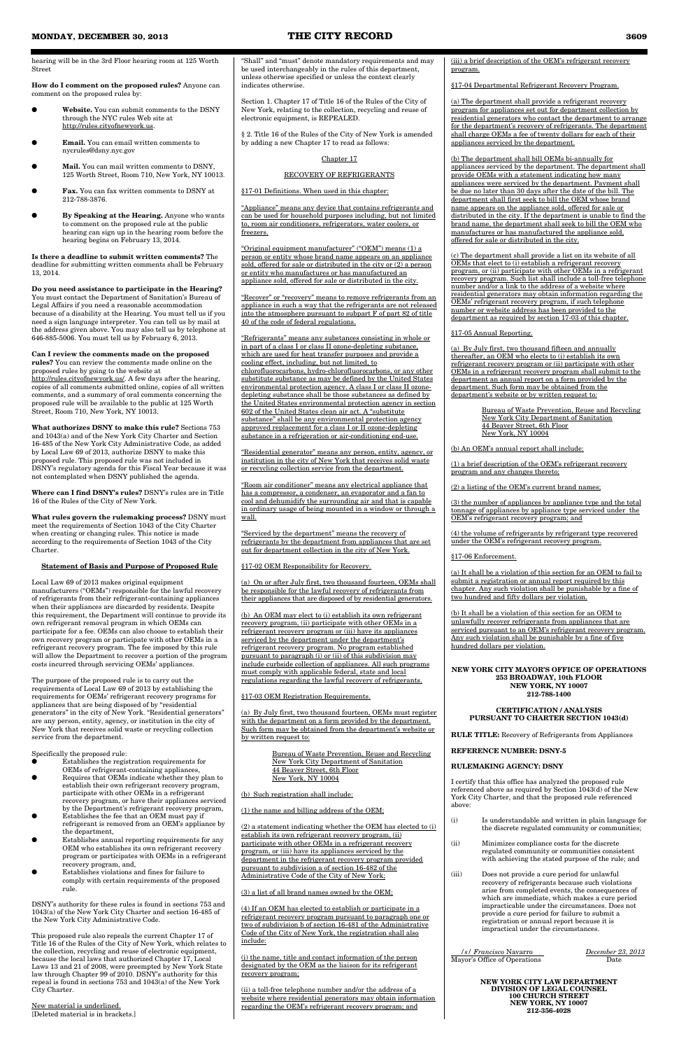hearing will be in the 3rd Floor hearing room at 125 Worth Street

**How do I comment on the proposed rules?** Anyone can comment on the proposed rules by:

- **Website.** You can submit comments to the DSNY through the NYC rules Web site at http://rules.cityofnewyork.us.
- **Email.** You can email written comments to nycrules@dsny.nyc.gov
- **Mail.** You can mail written comments to DSNY, 125 Worth Street, Room 710, New York, NY 10013.
- **Fax.** You can fax written comments to DSNY at 212-788-3876.
- **By Speaking at the Hearing.** Anyone who wants to comment on the proposed rule at the public hearing can sign up in the hearing room before the hearing begins on February 13, 2014.

**Is there a deadline to submit written comments?** The deadline for submitting written comments shall be February 13, 2014.

**Do you need assistance to participate in the Hearing?** You must contact the Department of Sanitation's Bureau of Legal Affairs if you need a reasonable accommodation because of a disability at the Hearing. You must tell us if you need a sign language interpreter. You can tell us by mail at the address given above. You may also tell us by telephone at 646-885-5006. You must tell us by February 6, 2013.

**Can I review the comments made on the proposed rules?** You can review the comments made online on the proposed rules by going to the website at http://rules.cityofnewyork.us/. A few days after the hearing, copies of all comments submitted online, copies of all written comments, and a summary of oral comments concerning the proposed rule will be available to the public at 125 Worth Street, Room 710, New York, NY 10013.

**What authorizes DSNY to make this rule?** Sections 753 and 1043(a) and of the New York City Charter and Section 16-485 of the New York City Administrative Code, as added by Local Law 69 of 2013, authorize DSNY to make this proposed rule. This proposed rule was not included in DSNY's regulatory agenda for this Fiscal Year because it was not contemplated when DSNY published the agenda.

**Where can I find DSNY's rules?** DSNY's rules are in Title 16 of the Rules of the City of New York.

**What rules govern the rulemaking process?** DSNY must meet the requirements of Section 1043 of the City Charter when creating or changing rules. This notice is made according to the requirements of Section 1043 of the City Charter.

**Statement of Basis and Purpose of Proposed Rule**

Local Law 69 of 2013 makes original equipment manufacturers ("OEMs") responsible for the lawful recovery of refrigerants from their refrigerant-containing appliances when their appliances are discarded by residents. Despite this requirement, the Department will continue to provide its own refrigerant removal program in which OEMs can participate for a fee. OEMs can also choose to establish their own recovery program or participate with other OEMs in a refrigerant recovery program. The fee imposed by this rule will allow the Department to recover a portion of the program costs incurred through servicing OEMs' appliances.

The purpose of the proposed rule is to carry out the requirements of Local Law 69 of 2013 by establishing the requirements for OEMs' refrigerant recovery programs for appliances that are being disposed of by "residential generators" in the city of New York. "Residential generators" are any person, entity, agency, or institution in the city of New York that receives solid waste or recycling collection service from the department.

Specifically the proposed rule:

- Establishes the registration requirements for OEMs of refrigerant-containing appliances,
- Requires that OEMs indicate whether they plan to establish their own refrigerant recovery program, participate with other OEMs in a refrigerant recovery program, or have their appliances serviced by the Department's refrigerant recovery program,
- Establishes the fee that an OEM must pay if refrigerant is removed from an OEM's appliance by the department,
- Establishes annual reporting requirements for any OEM who establishes its own refrigerant recovery program or participates with OEMs in a refrigerant recovery program, and,
- Establishes violations and fines for failure to comply with certain requirements of the proposed rule.

DSNY's authority for these rules is found in sections 753 and 1043(a) of the New York City Charter and section 16-485 of the New York City Administrative Code.

This proposed rule also repeals the current Chapter 17 of Title 16 of the Rules of the City of New York, which relates to the collection, recycling and reuse of electronic equipment, because the local laws that authorized Chapter 17, Local Laws 13 and 21 of 2008, were preempted by New York State law through Chapter 99 of 2010. DSNY's authority for this repeal is found in sections 753 and 1043(a) of the New York City Charter.

New material is underlined.
[Deleted material is in brackets.]

"Shall" and "must" denote mandatory requirements and may be used interchangeably in the rules of this department, unless otherwise specified or unless the context clearly indicates otherwise.

Section 1. Chapter 17 of Title 16 of the Rules of the City of New York, relating to the collection, recycling and reuse of electronic equipment, is REPEALED.

§ 2. Title 16 of the Rules of the City of New York is amended by adding a new Chapter 17 to read as follows:

Chapter 17

RECOVERY OF REFRIGERANTS

§17-01 Definitions. When used in this chapter:

"Appliance" means any device that contains refrigerants and can be used for household purposes including, but not limited to, room air conditioners, refrigerators, water coolers, or freezers.

"Original equipment manufacturer" ("OEM") means (1) a person or entity whose brand name appears on an appliance sold, offered for sale or distributed in the city or (2) a person or entity who manufactures or has manufactured an appliance sold, offered for sale or distributed in the city.

"Recover" or "recovery" means to remove refrigerants from an appliance in such a way that the refrigerants are not released into the atmosphere pursuant to subpart F of part 82 of title 40 of the code of federal regulations.

"Refrigerants" means any substances consisting in whole or in part of a class I or class II ozone-depleting substance, which are used for heat transfer purposes and provide a cooling effect, including, but not limited to, chlorofluorocarbons, hydro-chlorofluorocarbons, or any other substitute substance as may be defined by the United States environmental protection agency. A class I or class II ozone-depleting substance shall be those substances as defined by the United States environmental protection agency in section 602 of the United States clean air act. A "substitute substance" shall be any environmental protection agency approved replacement for a class I or II ozone-depleting substance in a refrigeration or air-conditioning end-use.

"Residential generator" means any person, entity, agency, or institution in the city of New York that receives solid waste or recycling collection service from the department.

"Room air conditioner" means any electrical appliance that has a compressor, a condenser, an evaporator and a fan to cool and dehumidify the surrounding air and that is capable in ordinary usage of being mounted in a window or through a wall.

"Serviced by the department" means the recovery of refrigerants by the department from appliances that are set out for department collection in the city of New York.

§17-02 OEM Responsibility for Recovery.

(a) On or after July first, two thousand fourteen, OEMs shall be responsible for the lawful recovery of refrigerants from their appliances that are disposed of by residential generators.

(b) An OEM may elect to (i) establish its own refrigerant recovery program, (ii) participate with other OEMs in a refrigerant recovery program or (iii) have its appliances serviced by the department under the department's refrigerant recovery program. No program established pursuant to paragraph (i) or (ii) of this subdivision may include curbside collection of appliances. All such programs must comply with applicable federal, state and local regulations regarding the lawful recovery of refrigerants.

§17-03 OEM Registration Requirements.

(a) By July first, two thousand fourteen, OEMs must register with the department on a form provided by the department. Such form may be obtained from the department's website or by written request to:

Bureau of Waste Prevention, Reuse and Recycling
New York City Department of Sanitation
44 Beaver Street, 6th Floor
New York, NY 10004

(b) Such registration shall include:

(1) the name and billing address of the OEM;

(2) a statement indicating whether the OEM has elected to (i) establish its own refrigerant recovery program, (ii) participate with other OEMs in a refrigerant recovery program, or (iii) have its appliances serviced by the department in the refrigerant recovery program provided pursuant to subdivision a of section 16-482 of the Administrative Code of the City of New York;

(3) a list of all brand names owned by the OEM;

(4) If an OEM has elected to establish or participate in a refrigerant recovery program pursuant to paragraph one or two of subdivision b of section 16-481 of the Administrative Code of the City of New York, the registration shall also include:

(i) the name, title and contact information of the person designated by the OEM as the liaison for its refrigerant recovery program;

(ii) a toll-free telephone number and/or the address of a website where residential generators may obtain information regarding the OEM's refrigerant recovery program; and

(iii) a brief description of the OEM's refrigerant recovery program.

§17-04 Departmental Refrigerant Recovery Program.

(a) The department shall provide a refrigerant recovery program for appliances set out for department collection by residential generators who contact the department to arrange for the department's recovery of refrigerants. The department shall charge OEMs a fee of twenty dollars for each of their appliances serviced by the department.

(b) The department shall bill OEMs bi-annually for appliances serviced by the department. The department shall provide OEMs with a statement indicating how many appliances were serviced by the department. Payment shall be due no later than 30 days after the date of the bill. The department shall first seek to bill the OEM whose brand name appears on the appliance sold, offered for sale or distributed in the city. If the department is unable to find the brand name, the department shall seek to bill the OEM who manufactures or has manufactured the appliance sold, offered for sale or distributed in the city.

(c) The department shall provide a list on its website of all OEMs that elect to (i) establish a refrigerant recovery program, or (ii) participate with other OEMs in a refrigerant recovery program. Such list shall include a toll-free telephone number and/or a link to the address of a website where residential generators may obtain information regarding the OEMs' refrigerant recovery program, if such telephone number or website address has been provided to the department as required by section 17-03 of this chapter.

§17-05 Annual Reporting.

(a) By July first, two thousand fifteen and annually thereafter, an OEM who elects to (i) establish its own refrigerant recovery program or (ii) participate with other OEMs in a refrigerant recovery program shall submit to the department an annual report on a form provided by the department. Such form may be obtained from the department's website or by written request to:

Bureau of Waste Prevention, Reuse and Recycling
New York City Department of Sanitation
44 Beaver Street, 6th Floor
New York, NY 10004

(b) An OEM's annual report shall include:

(1) a brief description of the OEM's refrigerant recovery program and any changes thereto;

(2) a listing of the OEM's current brand names;

(3) the number of appliances by appliance type and the total tonnage of appliances by appliance type serviced under the OEM's refrigerant recovery program; and

(4) the volume of refrigerants by refrigerant type recovered under the OEM's refrigerant recovery program.

§17-06 Enforcement.

(a) It shall be a violation of this section for an OEM to fail to submit a registration or annual report required by this chapter. Any such violation shall be punishable by a fine of two hundred and fifty dollars per violation.

(b) It shall be a violation of this section for an OEM to unlawfully recover refrigerants from appliances that are serviced pursuant to an OEM's refrigerant recovery program. Any such violation shall be punishable by a fine of five hundred dollars per violation.

**NEW YORK CITY MAYOR'S OFFICE OF OPERATIONS**
**253 BROADWAY, 10th FLOOR**
**NEW YORK, NY 10007**
**212-788-1400**

**CERTIFICATION / ANALYSIS**
**PURSUANT TO CHARTER SECTION 1043(d)**

**RULE TITLE:** Recovery of Refrigerants from Appliances

**REFERENCE NUMBER: DSNY-5**

**RULEMAKING AGENCY: DSNY**

I certify that this office has analyzed the proposed rule referenced above as required by Section 1043(d) of the New York City Charter, and that the proposed rule referenced above:

(i) Is understandable and written in plain language for the discrete regulated community or communities;

(ii) Minimizes compliance costs for the discrete regulated community or communities consistent with achieving the stated purpose of the rule; and

(iii) Does not provide a cure period for unlawful recovery of refrigerants because such violations arise from completed events, the consequences of which are immediate, which makes a cure period impracticable under the circumstances. Does not provide a cure period for failure to submit a registration or annual report because it is impractical under the circumstances.

/s/ *Francisco* Navarro — *December 23, 2013*
Mayor's Office of Operations — Date

**NEW YORK CITY LAW DEPARTMENT**
**DIVISION OF LEGAL COUNSEL**
**100 CHURCH STREET**
**NEW YORK, NY 10007**
**212-356-4028**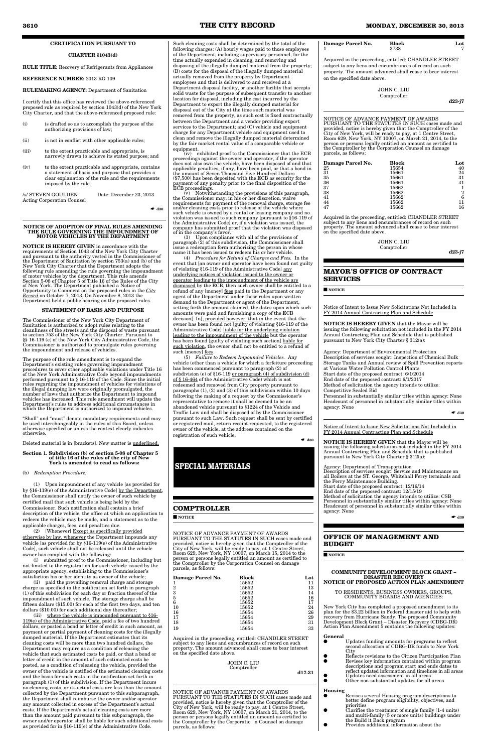**CERTIFICATION PURSUANT TO**

**CHARTER §1043(d)**

**RULE TITLE:** Recovery of Refrigerants from Appliances

**REFERENCE NUMBER:** 2013 RG 109

**RULEMAKING AGENCY:** Department of Sanitation

I certify that this office has reviewed the above-referenced proposed rule as required by section 1043(d) of the New York City Charter, and that the above-referenced proposed rule:

(i) is drafted so as to accomplish the purpose of the authorizing provisions of law;

(ii) is not in conflict with other applicable rules;

(iii) to the extent practicable and appropriate, is narrowly drawn to achieve its stated purpose; and

(iv) to the extent practicable and appropriate, contains a statement of basis and purpose that provides a clear explanation of the rule and the requirements imposed by the rule.

/s/ STEVEN GOULDEN Date: December 23, 2013
Acting Corporation Counsel

☛ **d30**

**NOTICE OF ADOPTION OF FINAL RULES AMENDING THE RULE GOVERNING THE IMPOUNDMENT OF MOTOR VEHICLES BY THE DEPARTMENT**

**NOTICE IS HEREBY GIVEN** in accordance with the requirements of Section 1043 of the New York City Charter and pursuant to the authority vested in the Commissioner of the Department of Sanitation by section 753(a) and (b) of the New York City Charter that the Department adopts the following rule amending the rule governing the impoundment of motor vehicles by the department. This rule amends Section 5-08 of Chapter 5 of Title 16 of the Rules of the City of New York. The Department published a Notice of Opportunity to Comment on the proposed rules in the *City Record* on October 7, 2013. On November 8, 2013 the Department held a public hearing on the proposed rules.

**STATEMENT OF BASIS AND PURPOSE**

The Commissioner of the New York City Department of Sanitation is authorized to adopt rules relating to the cleanliness of the streets and the disposal of waste pursuant to section 753 of the New York City Charter. Pursuant to §§ 16-119 (e) of the New York City Administrative Code, the Commissioner is authorized to promulgate rules governing the impoundment and release of vehicles.

The purpose of the rule amendment is to expand the Department's existing rules governing impoundment procedures to cover other applicable violations under Title 16 of the New York Administrative Code beyond impoundments performed pursuant to § 16-119 of the Code. Since the initial rules regarding the impoundment of vehicles for violations of the illegal dumping law were originally promulgated, the number of laws that authorize the Department to impound vehicles has increased. This rule amendment will update the Department's rules to address additional circumstances in which the Department is authorized to impound vehicles.

"Shall" and "must" denote mandatory requirements and may be used interchangeably in the rules of this Board, unless otherwise specified or unless the context clearly indicates otherwise.

Deleted material is in [brackets]. New matter is underlined.

**Section 1. Subdivision (b) of section 5-08 of Chapter 5 of title 16 of the rules of the city of New York is amended to read as follows:**

(b) *Redemption Procedure:*

(1) Upon impoundment of any vehicle [as provided for by §16-119(e) of the Administrative Code] by the Department, the Commissioner shall notify the owner of such vehicle by certified mail that such vehicle is being held by the Commissioner. Such notification shall contain a brief description of the vehicle, the office at which an application to redeem the vehicle may be made, and a statement as to the applicable charges, fees, and penalties due.

(2) [Whenever] Except as specifically provided otherwise by law, whenever the Department impounds any vehicle [as provided for by §16-119(e) of the Administrative Code], such vehicle shall not be released until the vehicle owner has complied with the following:

(i) submitted proof to the Commissioner, including but not limited to the registration for such vehicle issued by the appropriate agency, establishing to the Commissioner's satisfaction his or her identity as owner of the vehicle;

(ii) paid the prevailing removal charge and storage charge as specified in the notification set forth in paragraph (1) of this subdivision for each day or fraction thereof of the impoundment of such vehicle. The storage charge shall be fifteen dollars ($15.00) for each of the first two days, and ten dollars ($10.00) for each additional day thereafter;

(iii) where the vehicle is impounded pursuant to §16-119(e) of the Administrative Code, paid a fee of two hundred dollars, or posted a bond or letter of credit in such amount, as payment or partial payment of cleaning costs for the illegally dumped material. If the Department estimates that its cleaning costs will be more than two hundred dollars, the Department may require as a condition of releasing the vehicle that such estimated costs be paid, or that a bond or letter of credit in the amount of such estimated costs be posted, as a condition of releasing the vehicle, provided the owner of the vehicle is notified of the estimated cleaning costs and the basis for such costs in the notification set forth in paragraph (1) of this subdivision. If the Department incurs no cleaning costs, or its actual costs are less than the amount collected by the Department pursuant to this subparagraph, the Department shall reimburse the owner and/or operator any amount collected in excess of the Department's actual costs. If the Department's actual cleaning costs are more than the amount paid pursuant to this subparagraph, the owner and/or operator shall be liable for such additional costs as provided for in §16-119(e) of the Administrative Code. Such cleaning costs shall be determined by the total of the following charges: (A) hourly wages paid to those employees of the Department, including supervisory personnel, for the time actually expended in cleaning, and removing and disposing of the illegally dumped material from the property; (B) costs for the disposal of the illegally dumped material actually removed from the property by Department employees and that is delivered to and received at a Department disposal facility, or another facility that accepts solid waste for the purpose of subsequent transfer to another location for disposal, including the cost incurred by the Department to export the illegally dumped material for disposal out of the City at the time such material was removed from the property, as such cost is fixed contractually between the Department and a vendor providing export services to the Department; and (C) vehicle and equipment charge for any Department vehicle and equipment used to clean and remove the illegally dumped material determined by the fair market rental value of a comparable vehicle or equipment.

(iv) exhibited proof to the Commissioner that the ECB proceedings against the owner and operator, if the operator does not also own the vehicle, have been disposed of and that applicable penalties, if any, have been paid, or that a bond in the amount of Seven Thousand Five Hundred Dollars ($7,500) has been deposited with the ECB as security for the payment of any penalty prior to the final disposition of the ECB proceedings.

(v) Notwithstanding the provisions of this paragraph, the Commissioner may, in his or her discretion, waive requirements for payment of the removal charge, storage fee and/or cleaning costs prior to release of the vehicle where such vehicle is owned by a rental or leasing company and no violation was issued to such company [pursuant to §16-119 of the Administrative Code] or, if a violation was issued, the company has submitted proof that the violation was disposed of in the company's favor.

(3) Upon compliance with all of the provisions of paragraph (2) of this subdivision, the Commissioner shall issue a redemption form authorizing the person in whose name it has been issued to redeem his or her vehicle.

(4) *Procedure for Refund of Charges and Fees.* In the event that [an owner and operator have been found not guilty of violating §16-119 of the Administrative Code] any underlying notices of violation issued to the owner or operator leading to the impoundment of the vehicle are dismissed by the ECB, then such owner shall be entitled to a refund of any [money] fees paid to the Department or any agent of the Department under these rules upon written demand to the Department or agent of the Department, setting forth the amount claimed, the dates upon which such amounts were paid and furnishing a copy of the ECB decision[. In], provided however, that in the event that the owner has been found not [guilty of violating §16-119 of the Administrative Code] liable for the underlying violation leading to the impoundment of the vehicle but the operator has been found [guilty of violating such section] liable for such violation, the owner shall not be entitled to a refund of such [money] fees.

(5) *Failure to Redeem Impounded Vehicles.* Any vehicle (other than a vehicle for which a forfeiture proceeding has been commenced pursuant to paragraph (2) of subdivision (e) of §16-119 or paragraph (4) of subdivision (d) of § 16-464 of the Administrative Code) which is not redeemed and removed from City property pursuant to paragraphs (1), (2) and (3) of this subdivision within 10 days following the making of a request by the Commissioner's representative to remove it shall be deemed to be an abandoned vehicle pursuant to §1224 of the Vehicle and Traffic Law and shall be disposed of by the Commissioner pursuant to such Law. Such request shall be sent by certified or registered mail, return receipt requested, to the registered owner of the vehicle, at the address contained on the registration of such vehicle.

☛ **d30**

# SPECIAL MATERIALS

## COMPTROLLER

■ **NOTICE**

NOTICE OF ADVANCE PAYMENT OF AWARDS PURSUANT TO THE STATUTES IN SUCH cases made and provided, notice is hereby given that the Comptroller of the City of New York, will be ready to pay, at 1 Centre Street, Room 629, New York, NY 10007, on March 15, 2014 to the person or persons legally entitled an amount as certified to the Comptroller by the Corporation Counsel on damage parcels, as follows:

| Damage Parcel No. | Block | Lot |
|---|---|---|
| 1 | 15652 | 11 |
| 2 | 15652 | 13 |
| 3 | 15652 | 14 |
| 5 | 15652 | 16 |
| 6 | 15652 | 17 |
| 10 | 15652 | 24 |
| 16 | 15654 | 26 |
| 17 | 15654 | 29 |
| 18 | 15654 | 31 |
| 19 | 15654 | 33 |

Acquired in the proceeding, entitled: CHANDLER STREET subject to any liens and encumbrances of record on such property. The amount advanced shall cease to bear interest on the specified date above.

JOHN C. LIU
Comptroller

**d17-31**

NOTICE OF ADVANCE PAYMENT OF AWARDS PURSUANT TO THE STATUTES IN SUCH cases made and provided, notice is hereby given that the Comptroller of the City of New York, will be ready to pay, at 1 Centre Street, Room 629, New York, NY 10007, on March 21, 2014, to the person or persons legally entitled an amount as certified to the Comptroller by the Corporatio n Counsel on damage parcels, as follows:

| Damage Parcel No. | Block | Lot |
|---|---|---|
| 1 | 3738 | 7 |

Acquired in the proceeding, entitled: CHANDLER STREET subject to any liens and encumbrances of record on such property. The amount advanced shall cease to bear interest on the specified date above.

JOHN C. LIU
Comptroller

**d23-j7**

NOTICE OF ADVANCE PAYMENT OF AWARDS PURSUANT TO THE STATUTES IN SUCH cases made and provided, notice is hereby given that the Comptroller of the City of New York, will be ready to pay, at 1 Centre Street, Room 629, New York, NY 10007, on March 21, 2014, to the person or persons legally entitled an amount as certified to the Comptroller by the Corporation Counsel on damage parcels, as follows:

| Damage Parcel No. | Block | Lot |
|---|---|---|
| 25 | 15654 | 40 |
| 31 | 15661 | 24 |
| 35 | 15661 | 31 |
| 36 | 15661 | 41 |
| 37 | 15662 | 1 |
| 38 | 15662 | 2 |
| 41 | 15662 | 6 |
| 44 | 15662 | 11 |
| 47 | 15662 | 16 |

Acquired in the proceeding, entitled: CHANDLER STREET subject to any liens and encumbrances of record on such property. The amount advanced shall cease to bear interest on the specified date above.

JOHN C. LIU
Comptroller

**d23-j7**

## MAYOR'S OFFICE OF CONTRACT SERVICES

■ **NOTICE**

Notice of Intent to Issue New Solicitations Not Included in FY 2014 Annual Contracting Plan and Schedule

**NOTICE IS HEREBY GIVEN** that the Mayor will be issuing the following solicitation not included in the FY 2014 Annual Contracting Plan and Schedule that is published pursuant to New York City Charter § 312(a):

Agency: Department of Environmental Protection
Description of services sought: Inspection of Chemical Bulk Storage Tanks and Annual review of Spill Prevention reports at Various Water Pollution Control Plants
Start date of the proposed contract: 6/1/2014
End date of the proposed contract: 6/1/2017
Method of solicitation the agency intends to utilize: Competitive Sealed Bid
Personnel in substantially similar titles within agency: None
Headcount of personnel in substantially similar titles within agency: None

☛ **d30**

Notice of Intent to Issue New Solicitations Not Included in FY 2014 Annual Contracting Plan and Schedule

**NOTICE IS HEREBY GIVEN** that the Mayor will be issuing the following solicitation not included in the FY 2014 Annual Contracting Plan and Schedule that is published pursuant to New York City Charter § 312(a):

Agency: Department of Transportation
Description of services sought: Service and Maintenance on all Boilers at the ST. George, Whitehall Ferry terminals and the Ferry Maintenance Building.
Start date of the proposed contract: 12/16/14
End date of the proposed contract: 12/15/19
Method of solicitation the agency intends to utilize: CSB
Personnel in substantially similar titles within agency: None
Headcount of personnel in substantially similar titles within agency: None

☛ **d30**

## OFFICE OF MANAGEMENT AND BUDGET

■ **NOTICE**

**COMMUNITY DEVELOPMENT BLOCK GRANT – DISASTER RECOVERY NOTICE OF PROPOSED ACTION PLAN AMENDMENT**

TO RESIDENTS, BUSINESS OWNERS, GROUPS, COMMUNITY BOARDS AND AGENCIES:

New York City has completed a proposed amendment to its plan for the $3.22 billion in Federal disaster aid to help with recovery from Hurricane Sandy. The proposed Community Development Block Grant – Disaster Recovery (CDBG-DR) Action Plan Amendment 5 contains the following updates:

**General**

- Updates funding amounts for programs to reflect second allocation of CDBG-DR funds to New York City
- Reflects revisions to the Citizen Participation Plan
- Revises key information contained within program descriptions and program start and ends dates to reflect updated information and timelines in all areas
- Updates need assessment in all areas
- Other non-substantial updates for all areas

**Housing**

- Revises several Housing program descriptions to better define program eligibility, objectives, and priorities
- Clarifies the treatment of single family (1-4 units) and multi-family (5 or more units) buildings under the Build it Back program
- Provides additional information about the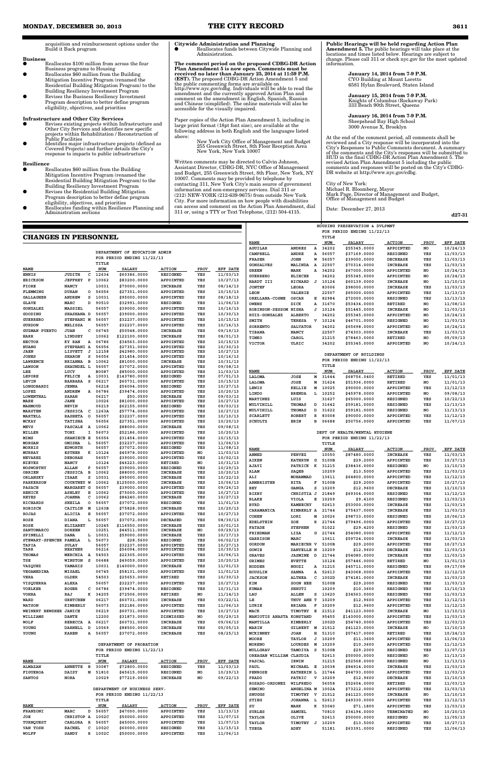acquisition and reimbursement options under the Build it Back program

**Business**

- Reallocates $100 million from across the four Business programs to Housing
- Reallocates $60 million from the Building Mitigation Incentive Program (renamed the Residential Building Mitigation Program) to the Building Resiliency Investment Program
- Revises the Business Resiliency Investment Program description to better define program eligibility, objectives, and priorities

**Infrastructure and Other City Services**

- Revises existing projects within Infrastructure and Other City Services and identifies new specific projects within Rehabilitation / Reconstruction of Public Facilities
- Identifies major infrastructure projects (defined as Covered Projects) and further details the City's response to impacts to public infrastructure

**Resilience**

- Reallocates $60 million from the Building Mitigation Incentive Program (renamed the Residential Building Mitigation Program) to the Building Resiliency Investment Program
- Revises the Residential Building Mitigation Program description to better define program eligibility, objectives and priorities
- Reallocates funding within Resilience Planning and Administration sections

**Citywide Administration and Planning**

- Reallocates funds between Citywide Planning and Administration.

**The comment period on the proposed CDBG-DR Action Plan Amendment 5 is now open. Comments must be received no later than January 25, 2014 at 11:59 P.M. (EST).** The proposed CDBG-DR Action Amendment 5 and the public commenting forms are available on http://www.nyc.gov/cdbg. Individuals will be able to read the amendment and the currently approved Action Plan and comment on the amendment in English, Spanish, Russian and Chinese (simplified). The online materials will also be accessible for the visually impaired.

Paper copies of the Action Plan Amendment 5, including in large print format (18pt font size), are available at the following address in both English and the languages listed above:

New York City Office of Management and Budget
255 Greenwich Street, 8th Floor Reception Area
New York, New York 10007

Written comments may be directed to Calvin Johnson, Assistant Director, CDBG-DR, NYC Office of Management and Budget, 255 Greenwich Street, 8th Floor, New York, NY 10007. Comments may be provided by telephone by contacting 311, New York City's main source of government information and non-emergency services. Dial 311 or (212) NEW-YORK (212-639-9675) from outside New York City. For more information on how people with disabilities can access and comment on the Action Plan Amendment, dial 311 or, using a TTY or Text Telephone, (212) 504-4115.

**Public Hearings will be held regarding Action Plan Amendment 5.** The public hearings will take place at the locations and times listed below. Hearings are subject to change. Please call 311 or check nyc.gov for the most updated information.

**January 14, 2014 from 7-9 P.M.**
CYO Building at Mount Loretto
6581 Hylan Boulevard, Staten Island

**January 15, 2014 from 7-9 P.M.**
Knights of Columbus (Rockaway Park)
333 Beach 90th Street, Queens

**January 16, 2014 from 7-9 P.M.**
Sheepshead Bay High School
3000 Avenue X, Brooklyn

At the end of the comment period, all comments shall be reviewed and a City response will be incorporated into the City's Responses to Public Comments document. A summary of the comments and the City's responses will be submitted to HUD in the final CDBG-DR Action Plan Amendment 5. The revised Action Plan Amendment 5 including the public comments and responses will be posted on the City's CDBG-DR website at http://www.nyc.gov/cdbg.

City of New York:
Michael R. Bloomberg, Mayor
Mark Page, Director of Management and Budget,
Office of Management and Budget

Date: December 27, 2013

**d27-31**

## CHANGES IN PERSONNEL

DEPARTMENT OF EDUCATION ADMIN
FOR PERIOD ENDING 11/22/13

| NAME | | | TITLE NUM | SALARY | ACTION | PROV | EFF DATE |
|---|---|---|---|---|---|---|---|
| ENNIS | JUDITH | C | 12634 | $60386.0000 | RESIGNED | YES | 11/03/13 |
| ERICKSON | JEFFREY | P | 10062 | $83200.0000 | APPOINTED | YES | 10/27/13 |
| FIORE | NANCY | | 10031 | $70000.0000 | INCREASE | YES | 08/14/13 |
| FLEMMING | DURAN | O | 56056 | $27351.0000 | APPOINTED | YES | 10/15/13 |
| GALLAGHER | ANDREW | S | 10031 | $95000.0000 | APPOINTED | YES | 08/18/13 |
| GLAVE | MARC | D | 90510 | $32991.0000 | RESIGNED | YES | 11/06/13 |
| GONZALEZ | MASSIEL | | 56057 | $39000.0000 | APPOINTED | YES | 10/16/13 |
| GOODING | SHASHANA | D | 56057 | $39000.0000 | APPOINTED | YES | 10/30/13 |
| GUERRERO | STEPHANI | M | 56057 | $32237.0000 | APPOINTED | YES | 10/15/13 |
| GURDON | MELISSA | | 56057 | $32237.0000 | APPOINTED | YES | 10/16/13 |
| GUZMAN PUERTO | JUAN | C | 06745 | $50548.0000 | INCREASE | YES | 09/19/13 |
| HARR | LINDSEY | | 10062 | $122100.0000 | INCREASE | YES | 08/01/13 |
| HECTOR | KY RAN | A | 06786 | $34563.0000 | APPOINTED | YES | 10/15/13 |
| HUANG | STEPHANI | A | 56056 | $27351.0000 | APPOINTED | YES | 10/30/13 |
| JAEN | LISVETT | J | 12158 | $42980.0000 | APPOINTED | YES | 10/27/13 |
| JONES | SHARON | S | 56056 | $31454.0000 | APPOINTED | YES | 10/16/13 |
| LAWRENCE | BRIANNA | B | 10062 | $81000.0000 | INCREASE | YES | 10/31/13 |
| LAWSON | SHAUNDEL | L | 56057 | $37072.0000 | APPOINTED | YES | 09/08/13 |
| LEE | LUCY | | B0087 | $85000.0000 | APPOINTED | YES | 11/03/13 |
| LEPORE | FELICE | A | 10031 | $143780.0000 | RESIGNED | YES | 07/01/13 |
| LEVIN | BARBARA | S | 06217 | $60731.0000 | APPOINTED | YES | 10/15/13 |
| LONGOBARDI | JENNA | | 06218 | $56094.0000 | RESIGNED | YES | 10/27/13 |
| LOPEZ | ANDREW | A | 06786 | $39474.0000 | APPOINTED | YES | 10/20/13 |
| LOWENTHAL | SARAH | | 06217 | $50.0500 | DECREASE | YES | 09/03/13 |
| MABE | JANE | | 10026 | $81000.0000 | APPOINTED | YES | 10/27/13 |
| MAHMOUD | NEVIN | | 06219 | $62155.0000 | RESIGNED | YES | 09/03/13 |
| MARSTEN | JESSICA | C | 1263A | $57774.0000 | APPOINTED | YES | 10/27/13 |
| MARTELL | RASHETA | O | 56057 | $32237.0000 | APPOINTED | YES | 10/10/13 |
| MCKAY | TATISHA | | 56056 | $27351.0000 | APPOINTED | YES | 10/20/13 |
| MEVS | PASCALE | A | 10062 | $88000.0000 | INCREASE | YES | 09/08/13 |
| MILLER | TONI | I | 56073 | $52186.0000 | APPOINTED | YES | 10/20/13 |
| MIMS | SHANIECE | E | 56056 | $31454.0000 | APPOINTED | YES | 10/15/13 |
| MORGAN | OMISHA | L | 56057 | $32237.0000 | APPOINTED | YES | 11/06/13 |
| MORRIS | EDWORTH | | 56057 | $37072.0000 | RESIGNED | YES | 11/08/13 |
| MURRAY | ESTHER | K | 10124 | $45978.0000 | APPOINTED | NO | 11/03/13 |
| NEVAREZ | DEBORAH | | 56057 | $39000.0000 | APPOINTED | YES | 10/02/13 |
| NIEVES | NANCY | | 10124 | $46223.0000 | RETIRED | NO | 10/31/13 |
| NOSWORTHY | ALLAN | P | 56057 | $39000.0000 | RESIGNED | YES | 10/29/13 |
| OBRIEN | JESSICA | B | 10062 | $88000.0000 | INCREASE | YES | 10/20/13 |
| ORLANSKY | IZAAK | S | 10031 | $95000.0000 | INCREASE | YES | 10/22/13 |
| PARKERSON | COURTNEY | W | 10062 | $125000.0000 | INCREASE | YES | 10/06/13 |
| PASACH | MARGARET | G | 56057 | $39000.0000 | APPOINTED | YES | 09/26/13 |
| RENICK | ASHLEY | E | 10062 | $75000.0000 | APPOINTED | YES | 10/27/13 |
| REYES | JOANNA | C | 10062 | $84240.0000 | INCREASE | YES | 10/27/13 |
| RICHARDS | SHEILA | O | 56057 | $37072.0000 | RESIGNED | YES | 11/01/13 |
| ROBISCH | CAITLIN | M | 1263B | $75828.0000 | INCREASE | YES | 10/20/13 |
| ROJAS | ALICIA | E | 56057 | $37072.0000 | APPOINTED | YES | 10/27/13 |
| ROSE | DIANA | L | 56057 | $37072.0000 | DECEASED | YES | 08/30/13 |
| ROSE | ELIZABET | | 10245 | $116550.0000 | INCREASE | YES | 10/01/13 |
| SANTOMARCO | DOREEN | | 10251 | $44511.0000 | INCREASE | NO | 09/29/13 |
| SPINELLI | DANA | L | 10031 | $59000.0000 | INCREASE | YES | 10/17/13 |
| STEWART-SPENCER | PAMELA | L | 56073 | $28.5600 | RESIGNED | YES | 06/02/13 |
| TAPIA | SULAY | | 56057 | $32237.0000 | APPOINTED | YES | 10/27/13 |
| TARR | HEATHER | | 06216 | $56094.0000 | APPOINTED | YES | 10/30/13 |
| THOMAS | MERCHIA | A | 54503 | $22305.0000 | APPOINTED | YES | 10/06/13 |
| TSE | WINSTON | S | 06688 | $49059.0000 | APPOINTED | YES | 10/20/13 |
| VAZQUEZ | YAMARIS | | 10031 | $140000.0000 | INCREASE | YES | 11/01/13 |
| VEGAMEDINA | MISAEL | | 06745 | $58131.0000 | APPOINTED | YES | 11/01/13 |
| VERA | OLDER | | 54503 | $25653.0000 | RETIRED | YES | 10/30/13 |
| VISQUERRA | ALEXA | | 56057 | $32237.0000 | APPOINTED | YES | 10/27/13 |
| VOELKER | ROGER | C | 06786 | $39474.0000 | RESIGNED | YES | 10/31/13 |
| VOHRA | RAJ | K | 34205 | $72506.0000 | RETIRED | NO | 11/14/13 |
| WARD | GRETCHEN | | 06217 | $60731.0000 | INCREASE | YES | 03/22/11 |
| WATSON | KIMBERLY | | 56073 | $52186.0000 | APPOINTED | YES | 11/06/13 |
| WEINERT BEWSHER | JANICE | | 06219 | $60731.0000 | APPOINTED | YES | 10/27/13 |
| WILLIAMS | DANTE | | 12200 | $31873.0000 | DISMISSED | NO | 05/29/13 |
| WOLF | REBECCA | A | 06217 | $60731.0000 | INCREASE | YES | 09/06/13 |
| YOUNG | DARNELL | D | 10069 | $88500.0000 | INCREASE | YES | 05/05/13 |
| YOUNG | KAREN | A | 56057 | $37072.0000 | INCREASE | YES | 08/25/13 |

DEPARTMENT OF PROBATION
FOR PERIOD ENDING 11/22/13

| NAME | | | TITLE NUM | SALARY | ACTION | PROV | EFF DATE |
|---|---|---|---|---|---|---|---|
| ALMAZAN | ANNETTE | B | 30087 | $72800.0000 | RESIGNED | YES | 11/03/13 |
| FIGUEROA | DAISY | M | 51810 | $45615.0000 | RESIGNED | NO | 10/29/13 |
| SANTOS | NORA | | 10029 | $77219.0000 | INCREASE | NO | 09/22/13 |

DEPARTMENT OF BUSINESS SERV.
FOR PERIOD ENDING 11/22/13

| NAME | | | TITLE NUM | SALARY | ACTION | PROV | EFF DATE |
|---|---|---|---|---|---|---|---|
| FRANZONI | MARC | D | 56057 | $47000.0000 | APPOINTED | YES | 11/13/13 |
| JOE | CHRISTOP | A | 1002C | $50000.0000 | APPOINTED | YES | 11/07/13 |
| TURNQUEST | CARLORA | R | 56057 | $45000.0000 | APPOINTED | YES | 11/07/13 |
| VAN TOSH | RACHEL | C | 1002C | $60000.0000 | RESIGNED | YES | 11/15/13 |
| WOLFF | SANDY | R | 1002C | $50000.0000 | APPOINTED | YES | 11/06/13 |

HOUSING PRESERVATION & DVLPMNT
FOR PERIOD ENDING 11/22/13

| NAME | | | TITLE NUM | SALARY | ACTION | PROV | EFF DATE |
|---|---|---|---|---|---|---|---|
| AGUILAR | ANDRES | A | 34202 | $55345.0000 | APPOINTED | NO | 10/24/13 |
| CAMPBELL | ANDRE | A | 56057 | $37169.0000 | RESIGNED | YES | 11/03/13 |
| FRASER | JOHN | W | 56057 | $39000.0000 | DECREASE | YES | 11/03/13 |
| GONSALVES | MALINDA | A | 22507 | $70314.0000 | INCREASE | YES | 11/03/13 |
| GREEN | MARK | A | 34202 | $67000.0000 | APPOINTED | NO | 10/24/13 |
| GUERRERO | ELIECER | | 34202 | $55345.0000 | APPOINTED | NO | 10/24/13 |
| HARDT III | RICHARD | J | 10124 | $60139.0000 | INCREASE | NO | 11/10/13 |
| JONTEF | LEORA | | 83006 | $98000.0000 | INCREASE | YES | 11/03/13 |
| LEON | VALERIE | | 22507 | $65000.0000 | APPOINTED | YES | 11/13/13 |
| ORELLANA-COSME | OSCAR | E | 82984 | $72000.0000 | RESIGNED | YES | 11/13/13 |
| OWENS | DICK | A | 31670 | $53434.0000 | RETIRED | NO | 11/08/13 |
| ROBINSON-SESSOM | NISHA | J | 10124 | $51445.0000 | INCREASE | NO | 11/03/13 |
| RUIZ-GONZALEZ | ALBERTO | | 34202 | $55345.0000 | APPOINTED | NO | 10/24/13 |
| SMITH | TERESA | V | 10124 | $46701.0000 | INCREASE | NO | 11/03/13 |
| SORRENTO | SALVATOR | | 34202 | $65698.0000 | APPOINTED | NO | 10/24/13 |
| TIRANA | NANCY | | 22507 | $74303.0000 | INCREASE | YES | 11/03/13 |
| TIMKO | CAROL | | 21215 | $78463.0000 | RETIRED | NO | 05/09/13 |
| VICTOR | ULRIC | | 34202 | $55345.0000 | APPOINTED | NO | 10/24/13 |

DEPARTMENT OF BUILDINGS
FOR PERIOD ENDING 11/22/13

| NAME | | | TITLE NUM | SALARY | ACTION | PROV | EFF DATE |
|---|---|---|---|---|---|---|---|
| LALOMA | JOSE | M | 31644 | $68756.0400 | RETIRED | YES | 11/01/13 |
| LALOMA | JOSE | M | 31624 | $51936.0000 | RETIRED | NO | 11/01/13 |
| LEWIS | KELLIE | M | 10025 | $90000.0000 | APPOINTED | YES | 11/12/13 |
| LINDO | BRENDA | L | 10252 | $45978.0000 | APPOINTED | NO | 09/08/13 |
| MARTINEZ | LUIS | | 31627 | $65000.0000 | APPOINTED | YES | 10/22/13 |
| MULVIHILL | THOMAS | D | 31642 | $59181.0000 | RESIGNED | YES | 11/13/13 |
| MULVIHILL | THOMAS | D | 31622 | $59181.0000 | RESIGNED | NO | 11/13/13 |
| SCARLETT | ROBERT | R | 83008 | $90000.0000 | APPOINTED | YES | 11/12/13 |
| SCHULTZ | ERIN | B | 06688 | $50756.0000 | APPOINTED | YES | 11/07/13 |

DEPT OF HEALTH/MENTAL HYGIENE
FOR PERIOD ENDING 11/22/13

| NAME | | | TITLE NUM | SALARY | ACTION | PROV | EFF DATE |
|---|---|---|---|---|---|---|---|
| AHMED | PERVEZ | | 10050 | $87480.0000 | INCREASE | YES | 11/03/13 |
| AIKEN | KATHRYN | G | 5100B | $29.2000 | APPOINTED | YES | 10/27/13 |
| AJAYI | PATRICK | K | 31215 | $38436.0000 | RESIGNED | NO | 11/10/13 |
| ALAM | SAQEB | | 10209 | $13.5000 | APPOINTED | YES | 11/03/13 |
| ALI | MOHAMMAD | | 13611 | $64800.0000 | APPOINTED | YES | 11/12/13 |
| ARMBRISTER | RITA | F | 5100B | $29.2000 | APPOINTED | YES | 10/27/13 |
| BEY | GANGA | S | 10209 | $12.9600 | DECREASE | YES | 11/10/13 |
| BIXBY | CHRISTIA | J | 21849 | $69304.0000 | RESIGNED | YES | 11/12/13 |
| BLAKE | VIOLA | E | 10209 | $9.4100 | RESIGNED | YES | 11/03/13 |
| BYRD | KAMESCHY | | 52613 | $53000.0000 | INCREASE | YES | 11/03/13 |
| CARAMANICA | KIMBERLY | A | 21744 | $75437.0000 | INCREASE | YES | 11/03/13 |
| COHEN | LORI | M | 10026 | $98733.0000 | RESIGNED | YES | 10/06/13 |
| EDELSTEIN | ZOE | R | 21744 | $79496.0000 | APPOINTED | YES | 10/27/13 |
| FATADE | STEPHEN | | 51022 | $29.4200 | RESIGNED | YES | 11/03/13 |
| FRIEDMAN | LIZA | G | 21744 | $54080.0000 | APPOINTED | YES | 11/12/13 |
| GARRISON | MARC | | 13611 | $59724.0000 | INCREASE | YES | 11/03/13 |
| GORDON | MAREECHR | V | 5100B | $29.2000 | APPOINTED | YES | 10/27/13 |
| GOWIE | DANYELLE | N | 10209 | $12.9600 | DECREASE | YES | 11/03/13 |
| GRAVES | JASMINE | D | 21744 | $54080.0000 | INCREASE | YES | 11/03/13 |
| GRIMES | EVETTE | | 10124 | $57446.0000 | RETIRED | NO | 11/01/13 |
| HODDER | NGOZI | A | 31215 | $45711.0000 | RESIGNED | YES | 09/17/09 |
| HOUSLIN | SANNA | A | 52613 | $43068.0000 | APPOINTED | YES | 11/12/13 |
| JACKSON | ALTHEA | C | 1002D | $74181.0000 | INCREASE | YES | 11/03/13 |
| KIM | SOON HEE | | 5100B | $29.2000 | RESIGNED | YES | 11/03/13 |
| KUMAR | SHRUTI | | 10209 | $10.3600 | RESIGNED | YES | 11/10/13 |
| LAU | ALLEN | S | 13620 | $34563.0000 | RESIGNED | YES | 11/03/13 |
| LE | THUY ANH | T | 10209 | $12.9600 | APPOINTED | YES | 11/12/13 |
| LURIE | BRIANA | F | 10209 | $12.9600 | APPOINTED | YES | 11/12/13 |
| MACK | TIMOTHY | E | 21512 | $41123.0000 | INCREASE | NO | 11/10/13 |
| MANIOTIS ANASTA | KONSTAND | | 95455 | $143000.0000 | APPOINTED | YES | 11/03/13 |
| MANTILLA | KIMBERLY | | 1002D | $54740.0000 | APPOINTED | YES | 11/03/13 |
| MARIN | GILBERT | M | 21512 | $41123.0000 | INCREASE | NO | 11/10/13 |
| MCKINNEY | JOAN | H | 51310 | $57417.0000 | RETIRED | YES | 10/24/13 |
| MOORE | TAYLOR | J | 10209 | $11.3600 | APPOINTED | YES | 11/06/13 |
| MORENO | LOURDES | M | 10209 | $10.3600 | APPOINTED | YES | 11/12/13 |
| MULLGRAV | TAMOIYA | S | 5100B | $29.2000 | APPOINTED | YES | 10/27/13 |
| OREAGAN WILLIAM | CLAUDIA | | 52613 | $50000.0000 | RESIGNED | NO | 11/13/13 |
| PASCAL | IRWIN | | 31215 | $52568.0000 | RESIGNED | NO | 11/13/13 |
| PAUL | MICHAEL | E | 10038 | $84914.0000 | INCREASE | YES | 11/03/13 |
| PENROSE | KATHERIN | L | 21744 | $64793.0000 | APPOINTED | YES | 11/03/13 |
| PRADO | PATRIC | V | 10209 | $12.9600 | DECREASE | YES | 11/10/13 |
| ROSADO-ORDONEZ | WILFREDO | | 56058 | $52604.0000 | RETIRED | YES | 11/03/13 |
| SEMINO | ANGELINA | M | 1002A | $73212.0000 | APPOINTED | YES | 11/03/13 |
| SNUGGS | TIMOTHY | V | 21512 | $41123.0000 | INCREASE | NO | 11/10/13 |
| STIEG | JOHANNA | L | 52613 | $49330.0000 | APPOINTED | YES | 11/12/13 |
| SU | MARK | K | 53040 | $71.1800 | APPOINTED | YES | 11/03/13 |
| SURLES | SAMUEL | | 70810 | $34194.0000 | TERMINATED | NO | 10/20/13 |
| TAYLOR | OLIVE | | 52613 | $50000.0000 | RESIGNED | NO | 11/05/13 |
| TAYLOR | TIMOTHY | J | 10209 | $13.5000 | APPOINTED | YES | 10/27/13 |
| TSEGA | ADEY | | 51181 | $63391.0000 | RESIGNED | YES | 11/06/13 |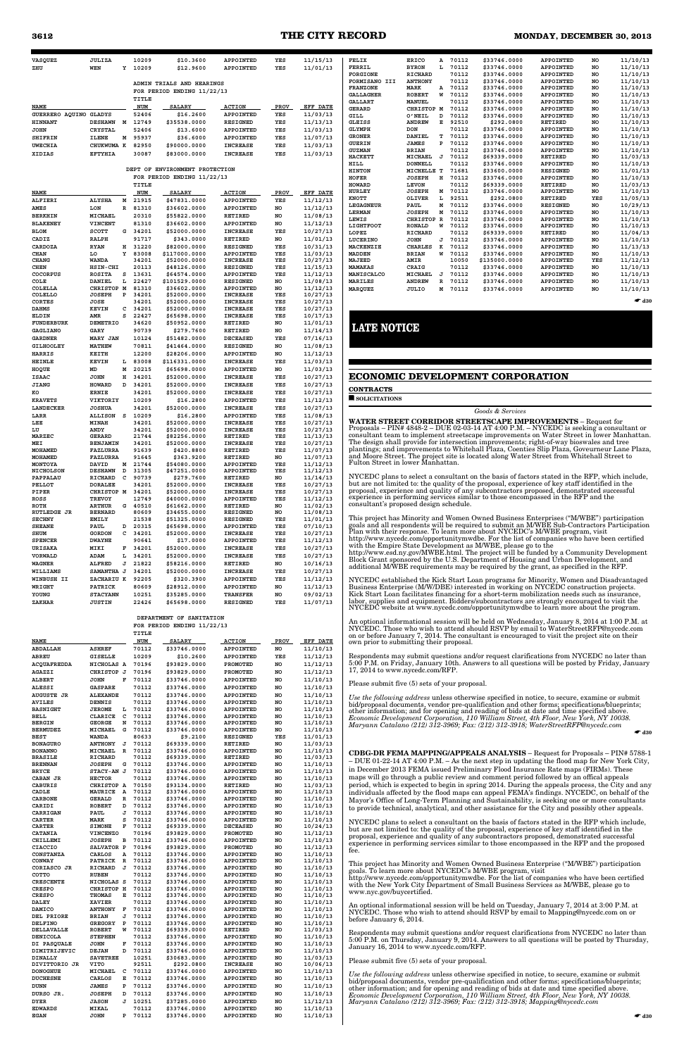| | | | | | | | |
|---|---|---|---|---|---|---|---|
| VASQUEZ | JULIZA | | 10209 | $10.3600 | APPOINTED | YES | 11/15/13 |
| ZHU | WEN | Y | 10209 | $12.9600 | APPOINTED | YES | 11/01/13 |

**ADMIN TRIALS AND HEARINGS**
**FOR PERIOD ENDING 11/22/13**

| NAME | | | TITLE NUM | SALARY | ACTION | PROV | EFF DATE |
|---|---|---|---|---|---|---|---|
| GUERRERO AQUINO | GLADYS | | 52406 | $16.2600 | APPOINTED | YES | 11/03/13 |
| HINNANT | DESHAWN | M | 12749 | $35538.0000 | RESIGNED | YES | 11/13/13 |
| JOHN | CRYSTAL | | 52406 | $13.6000 | APPOINTED | YES | 11/03/13 |
| SHIFRIN | ILENE | M | 95937 | $36.6000 | APPOINTED | YES | 11/07/13 |
| UWECHUA | CHUKWUMA K | | 82950 | $90000.0000 | INCREASE | YES | 11/03/13 |
| XIDIAS | EFTYHIA | | 30087 | $83000.0000 | INCREASE | YES | 11/03/13 |

**DEPT OF ENVIRONMENT PROTECTION**
**FOR PERIOD ENDING 11/22/13**

| NAME | | | TITLE NUM | SALARY | ACTION | PROV | EFF DATE |
|---|---|---|---|---|---|---|---|
| ALFIERI | ALYSHA | M | 21915 | $47831.0000 | APPOINTED | YES | 11/12/13 |
| AMES | LON | R | 81310 | $36602.0000 | APPOINTED | NO | 11/12/13 |
| BERKHIN | MICHAEL | | 20310 | $55822.0000 | RETIRED | NO | 11/08/13 |
| BLAKENEY | VINCENT | | 81310 | $36602.0000 | APPOINTED | NO | 11/12/13 |
| BLOM | SCOTT | G | 34201 | $52000.0000 | INCREASE | YES | 10/27/13 |
| CADIZ | RALPH | | 91717 | $343.0000 | RETIRED | NO | 11/01/13 |
| CARDOZA | RYAN | H | 31220 | $82000.0000 | RESIGNED | YES | 10/31/13 |
| CHAN | LO | Y | 83008 | $117000.0000 | APPOINTED | YES | 11/03/13 |
| CHANG | WANDA | | 34201 | $52000.0000 | INCREASE | YES | 10/27/13 |
| CHEN | HSIN-CHI | | 20113 | $48126.0000 | RESIGNED | YES | 11/15/13 |
| COCORPUS | ROSITA | S | 13631 | $64574.0000 | APPOINTED | YES | 11/12/13 |
| COLE | DANIEL | L | 22427 | $101529.0000 | RESIGNED | NO | 11/08/13 |
| COLELLA | CHRISTOP M | | 81310 | $36602.0000 | APPOINTED | NO | 11/12/13 |
| COLELLO | JOSEPH | P | 34201 | $52000.0000 | INCREASE | YES | 10/27/13 |
| CORTES | JOSE | | 34201 | $52000.0000 | INCREASE | YES | 10/27/13 |
| DAHMS | KEVIN | C | 34201 | $52000.0000 | INCREASE | YES | 10/27/13 |
| ELDIN | AMR | S | 22427 | $65698.0000 | INCREASE | YES | 10/17/13 |
| FUNDERBURK | DEMETRIO | | 34620 | $50952.0000 | RETIRED | NO | 11/01/13 |
| GAGLIANO | GARY | | 90739 | $279.7600 | RETIRED | NO | 11/14/13 |
| GARDNER | MARY JAN | | 10124 | $51482.0000 | DECEASED | YES | 07/16/13 |
| GILHOOLEY | MATHEW | | 70811 | $41464.0000 | RESIGNED | NO | 11/08/13 |
| HARRIS | KEITH | | 12200 | $28206.0000 | APPOINTED | NO | 11/12/13 |
| HEINLE | KEVIN | L | 83008 | $116331.0000 | INCREASE | YES | 11/03/13 |
| HOQUE | MD | M | 20215 | $65698.0000 | APPOINTED | NO | 11/03/13 |
| ISAAC | JOHN | H | 34201 | $52000.0000 | INCREASE | YES | 10/27/13 |
| JIANG | HOWARD | D | 34201 | $52000.0000 | INCREASE | YES | 10/27/13 |
| KO | ERNIE | | 34201 | $52000.0000 | INCREASE | YES | 10/27/13 |
| KRAVETS | VIKTORIY | | 10209 | $16.2800 | APPOINTED | YES | 11/12/13 |
| LANDECKER | JOSHUA | | 34201 | $52000.0000 | INCREASE | YES | 10/27/13 |
| LARR | ALLISON | S | 10209 | $16.2800 | APPOINTED | YES | 11/08/13 |
| LEE | MINAH | | 34201 | $52000.0000 | INCREASE | YES | 10/27/13 |
| LU | ANDY | | 34201 | $52000.0000 | INCREASE | YES | 10/27/13 |
| MARZEC | GERARD | | 21744 | $82256.0000 | RETIRED | YES | 11/13/13 |
| MEI | BENJAMIN | | 34201 | $52000.0000 | INCREASE | YES | 10/27/13 |
| MOHAMED | FAZLURRA | | 91639 | $420.8800 | RETIRED | YES | 11/07/13 |
| MOHAMED | FAZLURRA | | 91645 | $363.9200 | RETIRED | NO | 11/07/13 |
| MONTOYA | DAVID | M | 21744 | $54080.0000 | APPOINTED | YES | 11/12/13 |
| NICHOLSON | DESHAWN | D | 31305 | $47251.0000 | APPOINTED | YES | 11/12/13 |
| PAPPALAU | RICHARD | C | 90739 | $279.7600 | RETIRED | NO | 11/14/13 |
| PELLOT | DORALEE | | 34201 | $52000.0000 | INCREASE | YES | 10/27/13 |
| PIPER | CHRISTOP M | | 34201 | $52000.0000 | INCREASE | YES | 10/27/13 |
| ROSS | TREVOY | | 12749 | $40000.0000 | APPOINTED | YES | 11/12/13 |
| ROTH | ARTHUR | G | 40510 | $61662.0000 | RETIRED | NO | 11/02/13 |
| RUTLEDGE JR | BERNARD | | 80609 | $34655.0000 | RESIGNED | NO | 11/08/13 |
| SECHNY | EMILY | | 21538 | $51325.0000 | RESIGNED | YES | 11/01/13 |
| SHEANE | PAUL | D | 20315 | $65698.0000 | APPOINTED | YES | 07/10/13 |
| SHUM | GORDON | C | 34201 | $52000.0000 | INCREASE | YES | 10/27/13 |
| SPENCER | DWAYNE | | 90641 | $17.0000 | APPOINTED | YES | 11/12/13 |
| URISAKA | MIKI | F | 34201 | $52000.0000 | INCREASE | YES | 10/27/13 |
| VORWALD | ADAM | L | 34201 | $52000.0000 | INCREASE | YES | 10/27/13 |
| WAGNER | ALFRED | J | 21822 | $58216.0000 | RETIRED | NO | 10/16/13 |
| WILLIAMS | SAMANTHA J | | 34201 | $52000.0000 | INCREASE | YES | 10/27/13 |
| WINBUSH II | ZACHARIU K | | 92205 | $320.3900 | APPOINTED | YES | 11/12/13 |
| WRIGHT | PATRICK | | 80609 | $28912.0000 | APPOINTED | NO | 11/12/13 |
| YOUNG | STACYANN | | 10251 | $35285.0000 | TRANSFER | NO | 09/02/13 |
| ZAKHAR | JUSTIN | | 22426 | $65698.0000 | RESIGNED | YES | 11/07/13 |

**DEPARTMENT OF SANITATION**
**FOR PERIOD ENDING 11/22/13**

| NAME | | | TITLE NUM | SALARY | ACTION | PROV | EFF DATE |
|---|---|---|---|---|---|---|---|
| ABDALLAH | ASHREF | | 70112 | $33746.0000 | APPOINTED | NO | 11/10/13 |
| ABREU | GISELLE | | 10209 | $10.2600 | APPOINTED | YES | 11/12/13 |
| ACQUAFREDDA | NICHOLAS A | | 70196 | $93829.0000 | PROMOTED | NO | 11/12/13 |
| AGAZZI | CHRISTOP J | | 70196 | $93829.0000 | PROMOTED | NO | 11/12/13 |
| ALBERT | JOHN | F | 70112 | $33746.0000 | APPOINTED | NO | 11/10/13 |
| ALBIZ | GASPARE | | 70112 | $33746.0000 | APPOINTED | NO | 11/10/13 |
| AUGUSTE JR | ALEXANDE | | 70112 | $33746.0000 | APPOINTED | NO | 11/10/13 |
| AVILES | DENNIS | | 70112 | $33746.0000 | APPOINTED | NO | 11/10/13 |
| BASNIGHT | JEROME | L | 70112 | $33746.0000 | APPOINTED | NO | 11/10/13 |
| BELL | CLARICE | C | 70112 | $33746.0000 | APPOINTED | NO | 11/10/13 |
| BERGIN | GEORGE | N | 70112 | $33746.0000 | APPOINTED | NO | 11/10/13 |
| BERMUDEZ | MICHAEL | G | 70112 | $33746.0000 | APPOINTED | NO | 11/10/13 |
| BEST | WANDA | | 80633 | $9.2100 | RESIGNED | YES | 11/01/13 |
| BONAGURO | ANTHONY | J | 70112 | $69339.0000 | RETIRED | NO | 11/03/13 |
| BONANNO | MICHAEL | R | 70112 | $33746.0000 | APPOINTED | NO | 11/10/13 |
| BRASILE | RICHARD | | 70112 | $69339.0000 | RETIRED | NO | 11/03/13 |
| BRENNAN | JOSEPH | G | 70112 | $33746.0000 | APPOINTED | NO | 11/10/13 |
| BRYCE | STACY-AN J | | 70112 | $33746.0000 | APPOINTED | NO | 11/10/13 |
| CABAN JR | HECTOR | | 70112 | $33746.0000 | APPOINTED | NO | 11/10/13 |
| CABURIS | CHRISTOP A | | 70150 | $93134.0000 | RETIRED | NO | 11/03/13 |
| CADLE | MAURICE | A | 70112 | $33746.0000 | APPOINTED | NO | 11/10/13 |
| CARBONE | GERALD | R | 70112 | $33746.0000 | APPOINTED | NO | 11/10/13 |
| CARIDI | ROBERT | D | 70112 | $33746.0000 | APPOINTED | NO | 11/10/13 |
| CARRIGAN | PAUL | J | 70112 | $33746.0000 | APPOINTED | NO | 11/10/13 |
| CARTER | MARK | S | 70112 | $33746.0000 | APPOINTED | NO | 11/10/13 |
| CARTER | SIMONE | F | 70112 | $69339.0000 | DECEASED | NO | 10/24/13 |
| CATANIA | VINCENZO | | 70196 | $93829.0000 | PROMOTED | NO | 11/12/13 |
| CHILLEMI | JOSEPH | B | 70112 | $33746.0000 | APPOINTED | NO | 11/10/13 |
| CIACCIO | SALVATOR P | | 70196 | $93829.0000 | PROMOTED | NO | 11/12/13 |
| CONSTANZA | CARLOS | A | 70112 | $33746.0000 | APPOINTED | NO | 11/10/13 |
| CONWAY | PATRICK | R | 70112 | $33746.0000 | APPOINTED | NO | 11/10/13 |
| CORIASCO JR | RICHARD | J | 70112 | $33746.0000 | APPOINTED | NO | 11/10/13 |
| COTTO | RUBEN | | 70112 | $33746.0000 | APPOINTED | NO | 11/10/13 |
| CRESCENTE | NICHOLAS S | | 70112 | $33746.0000 | APPOINTED | NO | 11/10/13 |
| CRESPO | CHRISTOP H | | 70112 | $33746.0000 | APPOINTED | NO | 11/10/13 |
| CRESPO | THOMAS | E | 70112 | $33746.0000 | APPOINTED | NO | 11/10/13 |
| DALEY | XAVIER | | 70112 | $33746.0000 | APPOINTED | NO | 11/10/13 |
| DAMICO | ANTHONY | F | 70112 | $33746.0000 | APPOINTED | NO | 11/10/13 |
| DEL PRIORE | BRIAN | J | 70112 | $33746.0000 | APPOINTED | NO | 11/10/13 |
| DELFINO | GREGORY | P | 70112 | $33746.0000 | APPOINTED | NO | 11/10/13 |
| DELLAVALLE | ROBERT | W | 70112 | $69339.0000 | RETIRED | NO | 11/03/13 |
| DENICOLA | STEPHEN | | 70112 | $33746.0000 | APPOINTED | NO | 11/10/13 |
| DI PASQUALE | JOHN | F | 70112 | $33746.0000 | APPOINTED | NO | 11/10/13 |
| DIMITRIJEVIC | DEJAN | D | 70112 | $33746.0000 | APPOINTED | NO | 11/10/13 |
| DINALLY | SAVETREE | | 10251 | $30683.0000 | APPOINTED | NO | 11/03/13 |
| DIVITTORIO JR | VITO | | 92510 | $292.0800 | INCREASE | NO | 10/06/13 |
| DONOGHUE | MICHAEL | C | 70112 | $33746.0000 | APPOINTED | NO | 11/10/13 |
| DUCHESNE | CARLOS | E | 70112 | $33746.0000 | APPOINTED | NO | 11/10/13 |
| DUNN | JAMES | P | 70112 | $33746.0000 | APPOINTED | NO | 11/10/13 |
| DURSO JR. | JOSEPH | D | 70112 | $33746.0000 | APPOINTED | NO | 11/10/13 |
| DYER | JASON | J | 10251 | $37285.0000 | APPOINTED | NO | 11/12/13 |
| EDWARDS | MIKAL | | 70112 | $33746.0000 | APPOINTED | NO | 11/10/13 |
| EGAN | JOHN | P | 70112 | $33746.0000 | APPOINTED | NO | 11/10/13 |
| FELIX | ERICO | A | 70112 | $33746.0000 | APPOINTED | NO | 11/10/13 |
| FERRIL | BYRON | L | 70112 | $33746.0000 | APPOINTED | NO | 11/10/13 |
| FORGIONE | RICHARD | | 70112 | $33746.0000 | APPOINTED | NO | 11/10/13 |
| FORMISANO III | ANTHONY | | 70112 | $33746.0000 | APPOINTED | NO | 11/10/13 |
| FRANZONE | MARK | A | 70112 | $33746.0000 | APPOINTED | NO | 11/10/13 |
| GALLAGHER | ROBERT | W | 70112 | $33746.0000 | APPOINTED | NO | 11/10/13 |
| GALLART | MANUEL | | 70112 | $33746.0000 | APPOINTED | NO | 11/10/13 |
| GERARD | CHRISTOP M | | 70112 | $33746.0000 | APPOINTED | NO | 11/10/13 |
| GILL | O'NEIL | D | 70112 | $33746.0000 | APPOINTED | NO | 11/10/13 |
| GLEISS | ANDREW | E | 92510 | $292.0800 | RETIRED | NO | 11/10/13 |
| GLYMPH | DON | | 70112 | $33746.0000 | APPOINTED | NO | 11/10/13 |
| GRONER | DANIEL | T | 70112 | $33746.0000 | APPOINTED | NO | 11/10/13 |
| GUERIN | JAMES | P | 70112 | $33746.0000 | APPOINTED | NO | 11/10/13 |
| GUZMAN | BRIAN | | 70112 | $33746.0000 | APPOINTED | NO | 11/10/13 |
| HACKETT | MICHAEL | J | 70112 | $69339.0000 | RETIRED | NO | 11/03/13 |
| HILL | DONNELL | | 70112 | $33746.0000 | APPOINTED | NO | 11/10/13 |
| HINTON | MICHELLE T | | 71681 | $33600.0000 | RESIGNED | NO | 11/01/13 |
| HOFER | JOSEPH | H | 70112 | $33746.0000 | APPOINTED | NO | 11/10/13 |
| HOWARD | LEVON | | 70112 | $69339.0000 | RETIRED | NO | 11/03/13 |
| HURLEY | JOSEPH | M | 70112 | $33746.0000 | APPOINTED | NO | 11/10/13 |
| KNOTT | OLIVER | L | 92511 | $292.0800 | RETIRED | YES | 11/05/13 |
| LEGAGNEUR | PAUL | M | 70112 | $33746.0000 | RESIGNED | NO | 10/29/13 |
| LERMAN | JOSEPH | M | 70112 | $33746.0000 | APPOINTED | NO | 11/10/13 |
| LEWIS | CHRISTOP R | | 70112 | $33746.0000 | APPOINTED | NO | 11/10/13 |
| LIGHTFOOT | RONALD | W | 70112 | $33746.0000 | APPOINTED | NO | 11/10/13 |
| LOPEZ | RICHARD | | 70112 | $69339.0000 | RETIRED | NO | 11/04/13 |
| LUCERINO | JOHN | J | 70112 | $33746.0000 | APPOINTED | NO | 11/10/13 |
| MACKENZIE | CHARLES | K | 70112 | $33746.0000 | APPOINTED | NO | 11/13/13 |
| MADDEN | BRIAN | W | 70112 | $33746.0000 | APPOINTED | NO | 11/10/13 |
| MAJEED | AMIR | | 10050 | $135000.0000 | APPOINTED | YES | 11/12/13 |
| MANAKAS | CRAIG | | 70112 | $33746.0000 | APPOINTED | NO | 11/10/13 |
| MANISCALCO | MICHAEL | J | 70112 | $33746.0000 | APPOINTED | NO | 11/10/13 |
| MARILES | ANDREW | R | 70112 | $33746.0000 | APPOINTED | NO | 11/10/13 |
| MARQUEZ | JULIO | M | 70112 | $33746.0000 | APPOINTED | NO | 11/10/13 |

☛ d30

# LATE NOTICE

## ECONOMIC DEVELOPMENT CORPORATION

### CONTRACTS

■ **SOLICITATIONS**

*Goods & Services*

**WATER STREET CORRIDOR STREETSCAPE IMPROVEMENTS** – Request for Proposals – PIN# 4848-2 – DUE 02-03-14 AT 4:00 P.M. – NYCEDC is seeking a consultant or consultant team to implement streetscape improvements on Water Street in lower Manhattan. The design shall provide for intersection improvements; right-of-way bioswales and tree plantings; and improvements to Whitehall Plaza, Coenties Slip Plaza, Goveurneur Lane Plaza, and Moore Street. The project site is located along Water Street from Whitehall Street to Fulton Street in lower Manhattan.

NYCEDC plans to select a consultant on the basis of factors stated in the RFP, which include, but are not limited to: the quality of the proposal, experience of key staff identified in the proposal, experience and quality of any subcontractors proposed, demonstrated successful experience in performing services similar to those encompassed in the RFP and the consultant's proposed design schedule.

This project has Minority and Women Owned Business Enterprises ("M/WBE") participation goals and all respondents will be required to submit an M/WBE Sub-Contractors Participation Plan with their response. To learn more about NYCEDC's M/WBE program, visit http://www.nycedc.com/opportunitymwdbe. For the list of companies who have been certified with the Empire State Development as M/WBE, please go to the http://www.esd.ny.gov/MWBE.html. The project will be funded by a Community Development Block Grant sponsored by the U.S. Department of Housing and Urban Development, and additional M/WBE requirements may be required by the grant, as specified in the RFP.

NYCEDC established the Kick Start Loan programs for Minority, Women and Disadvantaged Business Enterprise (M/W/DBE) interested in working on NYCEDC construction projects. Kick Start Loan facilitates financing for a short-term mobilization needs such as insurance, labor, supplies and equipment. Bidders/subcontractors are strongly encouraged to visit the NYCEDC website at www.nycedc.com/opportunitymwdbe to learn more about the program.

An optional informational session will be held on Wednesday, January 8, 2014 at 1:00 P.M. at NYCEDC. Those who wish to attend should RSVP by email to WaterStreetRFP@nycedc.com on or before January 7, 2014. The consultant is encouraged to visit the project site on their own prior to submitting their proposal.

Respondents may submit questions and/or request clarifications from NYCEDC no later than 5:00 P.M. on Friday, January 10th. Answers to all questions will be posted by Friday, January 17, 2014 to www.nycedc.com/RFP.

Please submit five (5) sets of your proposal.

*Use the following address* unless otherwise specified in notice, to secure, examine or submit bid/proposal documents, vendor pre-qualification and other forms; specifications/blueprints; other information; and for opening and reading of bids at date and time specified above.
*Economic Development Corporation, 110 William Street, 4th Floor, New York, NY 10038. Maryann Catalano (212) 312-3969; Fax: (212) 312-3918; WaterStreetRFP@nycedc.com*

☛ d30

**CDBG-DR FEMA MAPPING/APPEALS ANALYSIS** – Request for Proposals – PIN# 5788-1 – DUE 01-22-14 AT 4:00 P.M. – As the next step in updating the flood map for New York City, in December 2013 FEMA issued Preliminary Flood Insurance Rate maps (FIRMs). These maps will go through a public review and comment period followed by an official appeals period, which is expected to begin in spring 2014. During the appeals process, the City and any individuals affected by the flood maps can appeal FEMA's findings. NYCEDC, on behalf of the Mayor's Office of Long-Term Planning and Sustainability, is seeking one or more consultants to provide technical, analytical, and other assistance for the City and possibly other appeals.

NYCEDC plans to select a consultant on the basis of factors stated in the RFP which include, but are not limited to: the quality of the proposal, experience of key staff identified in the proposal, experience and quality of any subcontractors proposed, demonstrated successful experience in performing services similar to those encompassed in the RFP and the proposed fee.

This project has Minority and Women Owned Business Enterprises ("M/WBE") participation goals. To learn more about NYCEDC's M/WBE program, visit http://www.nycedc.com/opportunitymwdbe. For the list of companies who have been certified with the New York City Department of Small Business Services as M/WBE, please go to www.nyc.gov/buycertified.

An optional informational session will be held on Tuesday, January 7, 2014 at 3:00 P.M. at NYCEDC. Those who wish to attend should RSVP by email to Mapping@nycedc.com on or before January 6, 2014.

Respondents may submit questions and/or request clarifications from NYCEDC no later than 5:00 P.M. on Thursday, January 9, 2014. Answers to all questions will be posted by Thursday, January 16, 2014 to www.nycedc.com/RFP.

Please submit five (5) sets of your proposal.

*Use the following address* unless otherwise specified in notice, to secure, examine or submit bid/proposal documents, vendor pre-qualification and other forms; specifications/blueprints; other information; and for opening and reading of bids at date and time specified above.
*Economic Development Corporation, 110 William Street, 4th Floor, New York, NY 10038. Maryann Catalano (212) 312-3969; Fax: (212) 312-3918; Mapping@nycedc.com*

☛ d30